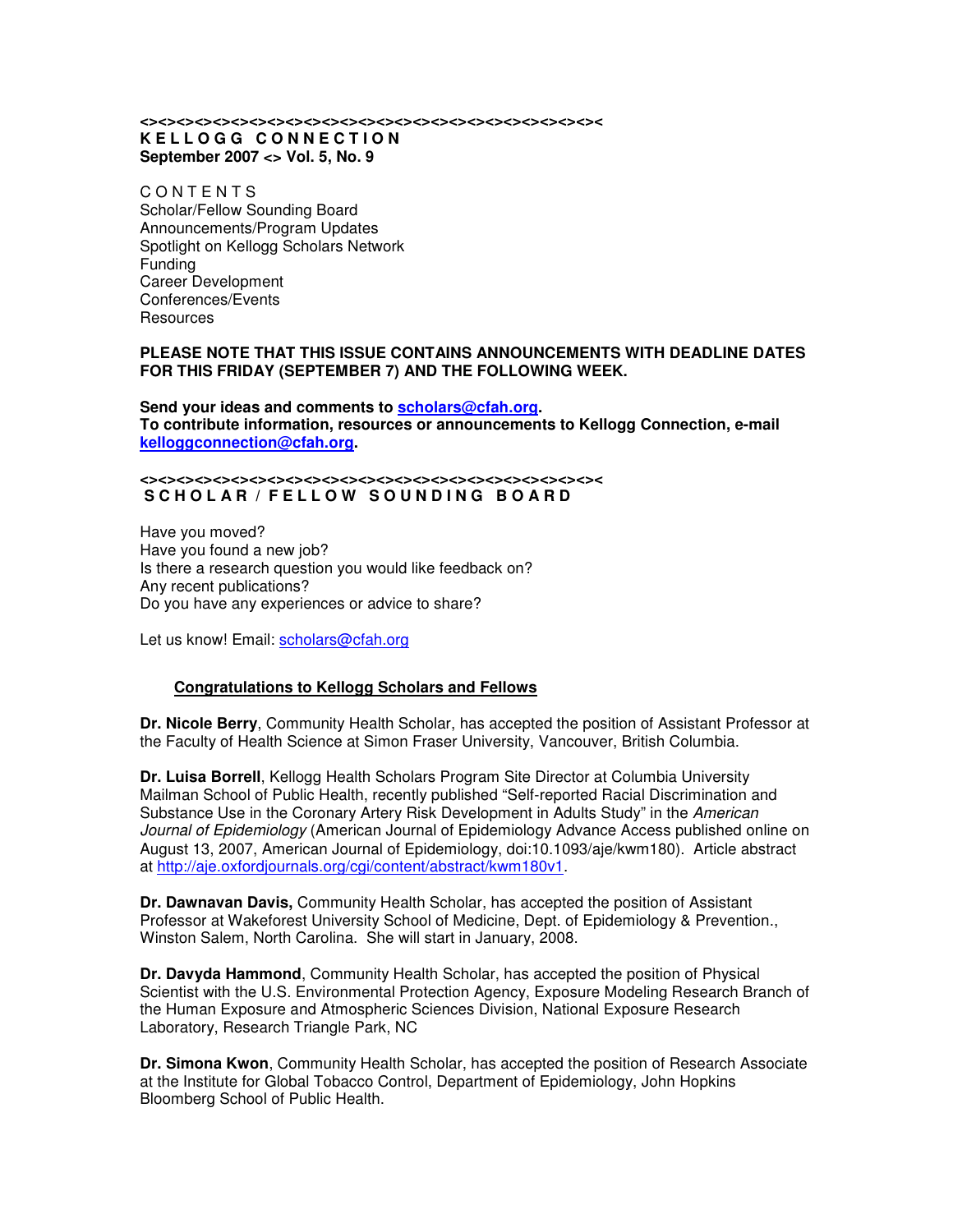<><><><><><><><><><><><><><><><><><><><><><><><><><><><><><><><><><><><><><><><><><><><><><><><><><><><><><><><><><><><><>

# K E L L O G G   C O N N E C T I O N

**September 2007 <> Vol. 5, No. 9**

C O N T E N T S  
Scholar/Fellow Sounding Board  
Announcements/Program Updates  
Spotlight on Kellogg Scholars Network  
Funding  
Career Development  
Conferences/Events  
Resources

**PLEASE NOTE THAT THIS ISSUE CONTAINS ANNOUNCEMENTS WITH DEADLINE DATES FOR THIS FRIDAY (SEPTEMBER 7) AND THE FOLLOWING WEEK.**

**Send your ideas and comments to [scholars@cfah.org](mailto:scholars@cfah.org).**  
**To contribute information, resources or announcements to Kellogg Connection, e-mail [kelloggconnection@cfah.org](mailto:kelloggconnection@cfah.org).**

<><><><><><><><><><><><><><><><><><><><><><><><><><><><><><><><><><><><><><><><><><><><><><><><><><><><><><><><><><><><><>

## S C H O L A R / F E L L O W   S O U N D I N G   B O A R D

Have you moved?  
Have you found a new job?  
Is there a research question you would like feedback on?  
Any recent publications?  
Do you have any experiences or advice to share?

Let us know! Email: [scholars@cfah.org](mailto:scholars@cfah.org)

### Congratulations to Kellogg Scholars and Fellows

**Dr. Nicole Berry**, Community Health Scholar, has accepted the position of Assistant Professor at the Faculty of Health Science at Simon Fraser University, Vancouver, British Columbia.

**Dr. Luisa Borrell**, Kellogg Health Scholars Program Site Director at Columbia University Mailman School of Public Health, recently published "Self-reported Racial Discrimination and Substance Use in the Coronary Artery Risk Development in Adults Study" in the *American Journal of Epidemiology* (American Journal of Epidemiology Advance Access published online on August 13, 2007, American Journal of Epidemiology, doi:10.1093/aje/kwm180). Article abstract at [http://aje.oxfordjournals.org/cgi/content/abstract/kwm180v1](http://aje.oxfordjournals.org/cgi/content/abstract/kwm180v1).

**Dr. Dawnavan Davis,** Community Health Scholar, has accepted the position of Assistant Professor at Wakeforest University School of Medicine, Dept. of Epidemiology & Prevention., Winston Salem, North Carolina. She will start in January, 2008.

**Dr. Davyda Hammond**, Community Health Scholar, has accepted the position of Physical Scientist with the U.S. Environmental Protection Agency, Exposure Modeling Research Branch of the Human Exposure and Atmospheric Sciences Division, National Exposure Research Laboratory, Research Triangle Park, NC

**Dr. Simona Kwon**, Community Health Scholar, has accepted the position of Research Associate at the Institute for Global Tobacco Control, Department of Epidemiology, John Hopkins Bloomberg School of Public Health.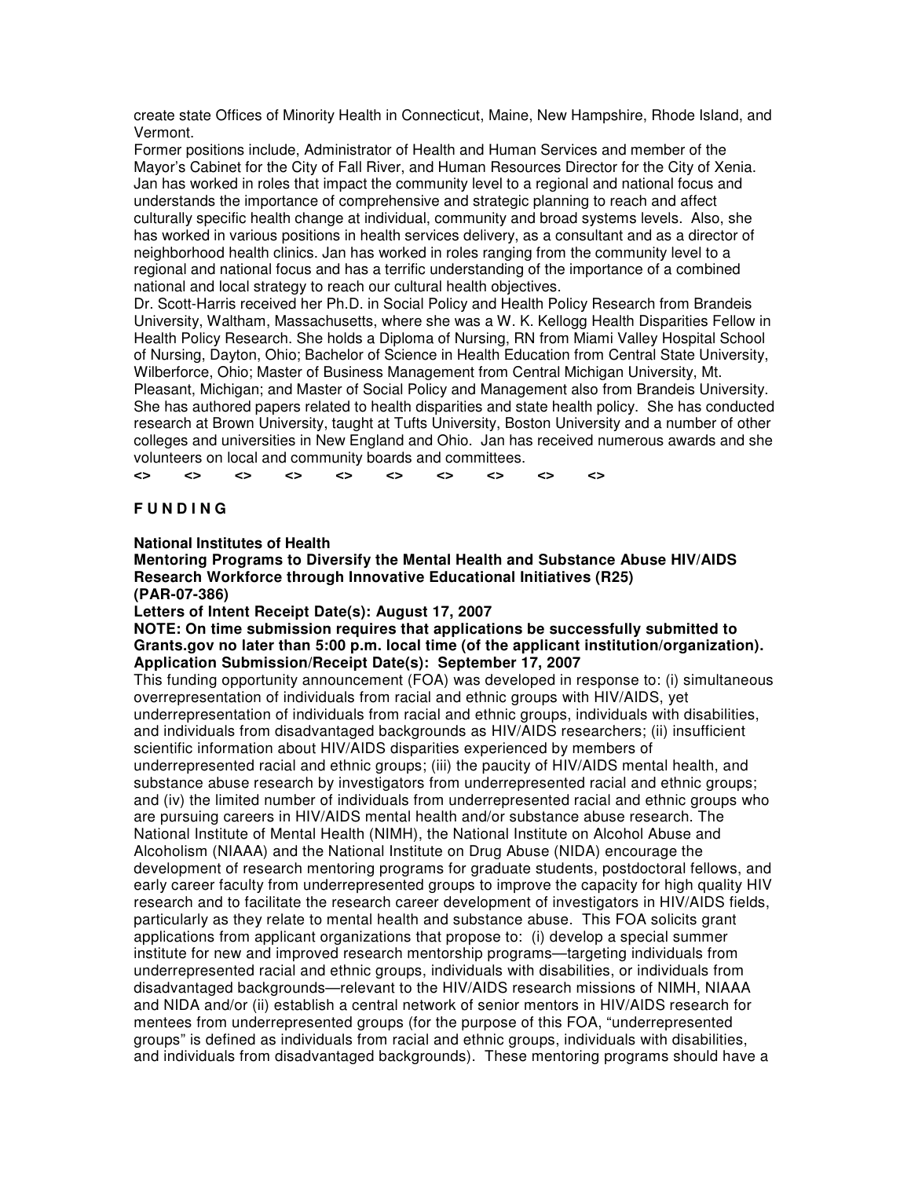create state Offices of Minority Health in Connecticut, Maine, New Hampshire, Rhode Island, and Vermont.

Former positions include, Administrator of Health and Human Services and member of the Mayor's Cabinet for the City of Fall River, and Human Resources Director for the City of Xenia. Jan has worked in roles that impact the community level to a regional and national focus and understands the importance of comprehensive and strategic planning to reach and affect culturally specific health change at individual, community and broad systems levels. Also, she has worked in various positions in health services delivery, as a consultant and as a director of neighborhood health clinics. Jan has worked in roles ranging from the community level to a regional and national focus and has a terrific understanding of the importance of a combined national and local strategy to reach our cultural health objectives.

Dr. Scott-Harris received her Ph.D. in Social Policy and Health Policy Research from Brandeis University, Waltham, Massachusetts, where she was a W. K. Kellogg Health Disparities Fellow in Health Policy Research. She holds a Diploma of Nursing, RN from Miami Valley Hospital School of Nursing, Dayton, Ohio; Bachelor of Science in Health Education from Central State University, Wilberforce, Ohio; Master of Business Management from Central Michigan University, Mt. Pleasant, Michigan; and Master of Social Policy and Management also from Brandeis University. She has authored papers related to health disparities and state health policy. She has conducted research at Brown University, taught at Tufts University, Boston University and a number of other colleges and universities in New England and Ohio. Jan has received numerous awards and she volunteers on local and community boards and committees.

**<> <> <> <> <> <> <> <> <> <>**

## F U N D I N G

**National Institutes of Health**

**Mentoring Programs to Diversify the Mental Health and Substance Abuse HIV/AIDS Research Workforce through Innovative Educational Initiatives (R25)**
**(PAR-07-386)**

**Letters of Intent Receipt Date(s): August 17, 2007**

**NOTE: On time submission requires that applications be successfully submitted to Grants.gov no later than 5:00 p.m. local time (of the applicant institution/organization).**

**Application Submission/Receipt Date(s): September 17, 2007**

This funding opportunity announcement (FOA) was developed in response to: (i) simultaneous overrepresentation of individuals from racial and ethnic groups with HIV/AIDS, yet underrepresentation of individuals from racial and ethnic groups, individuals with disabilities, and individuals from disadvantaged backgrounds as HIV/AIDS researchers; (ii) insufficient scientific information about HIV/AIDS disparities experienced by members of underrepresented racial and ethnic groups; (iii) the paucity of HIV/AIDS mental health, and substance abuse research by investigators from underrepresented racial and ethnic groups; and (iv) the limited number of individuals from underrepresented racial and ethnic groups who are pursuing careers in HIV/AIDS mental health and/or substance abuse research. The National Institute of Mental Health (NIMH), the National Institute on Alcohol Abuse and Alcoholism (NIAAA) and the National Institute on Drug Abuse (NIDA) encourage the development of research mentoring programs for graduate students, postdoctoral fellows, and early career faculty from underrepresented groups to improve the capacity for high quality HIV research and to facilitate the research career development of investigators in HIV/AIDS fields, particularly as they relate to mental health and substance abuse. This FOA solicits grant applications from applicant organizations that propose to: (i) develop a special summer institute for new and improved research mentorship programs—targeting individuals from underrepresented racial and ethnic groups, individuals with disabilities, or individuals from disadvantaged backgrounds—relevant to the HIV/AIDS research missions of NIMH, NIAAA and NIDA and/or (ii) establish a central network of senior mentors in HIV/AIDS research for mentees from underrepresented groups (for the purpose of this FOA, "underrepresented groups" is defined as individuals from racial and ethnic groups, individuals with disabilities, and individuals from disadvantaged backgrounds). These mentoring programs should have a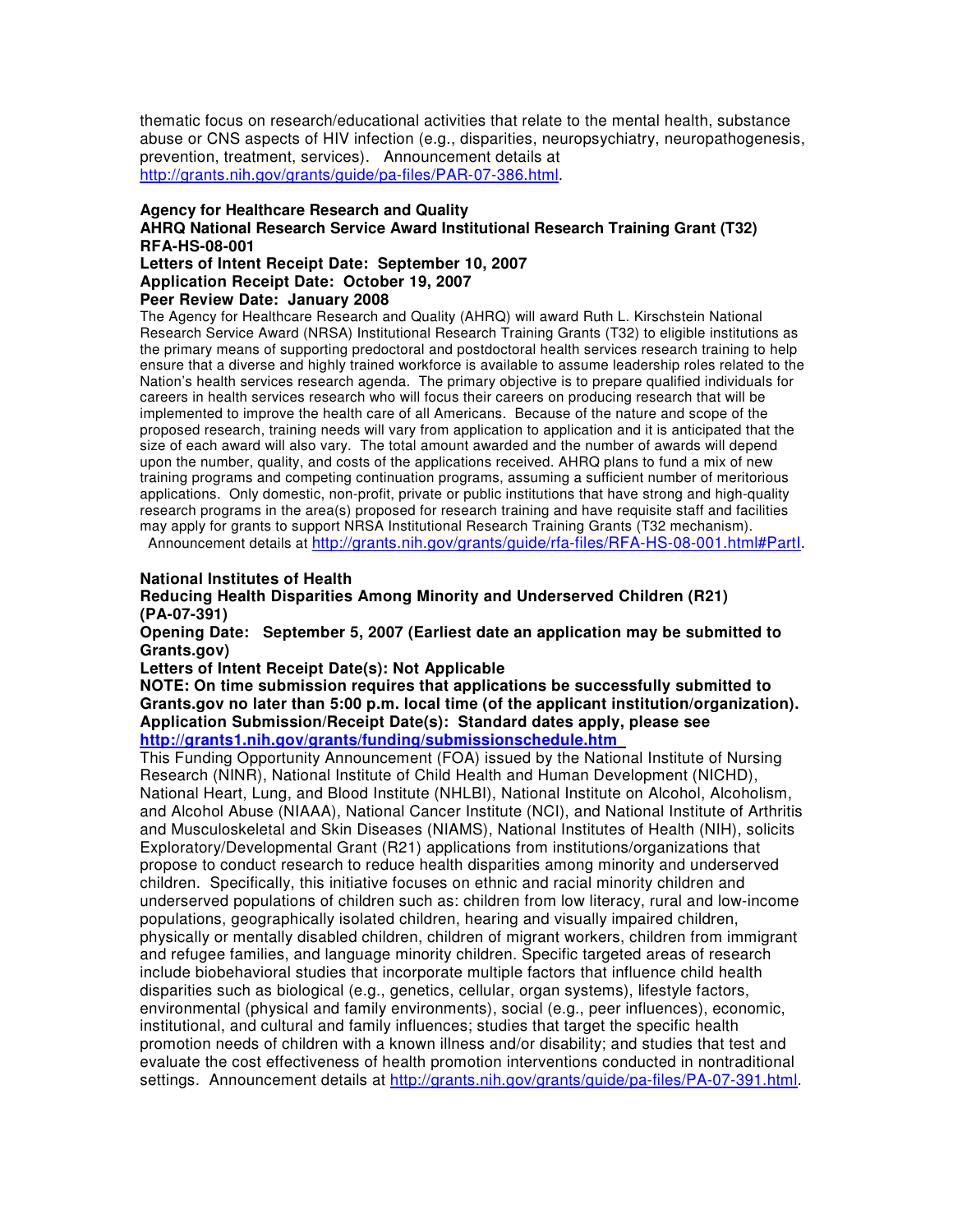thematic focus on research/educational activities that relate to the mental health, substance abuse or CNS aspects of HIV infection (e.g., disparities, neuropsychiatry, neuropathogenesis, prevention, treatment, services). Announcement details at http://grants.nih.gov/grants/guide/pa-files/PAR-07-386.html.

**Agency for Healthcare Research and Quality**
**AHRQ National Research Service Award Institutional Research Training Grant (T32)**
**RFA-HS-08-001**
**Letters of Intent Receipt Date: September 10, 2007**
**Application Receipt Date: October 19, 2007**
**Peer Review Date: January 2008**

The Agency for Healthcare Research and Quality (AHRQ) will award Ruth L. Kirschstein National Research Service Award (NRSA) Institutional Research Training Grants (T32) to eligible institutions as the primary means of supporting predoctoral and postdoctoral health services research training to help ensure that a diverse and highly trained workforce is available to assume leadership roles related to the Nation's health services research agenda. The primary objective is to prepare qualified individuals for careers in health services research who will focus their careers on producing research that will be implemented to improve the health care of all Americans. Because of the nature and scope of the proposed research, training needs will vary from application to application and it is anticipated that the size of each award will also vary. The total amount awarded and the number of awards will depend upon the number, quality, and costs of the applications received. AHRQ plans to fund a mix of new training programs and competing continuation programs, assuming a sufficient number of meritorious applications. Only domestic, non-profit, private or public institutions that have strong and high-quality research programs in the area(s) proposed for research training and have requisite staff and facilities may apply for grants to support NRSA Institutional Research Training Grants (T32 mechanism). Announcement details at http://grants.nih.gov/grants/guide/rfa-files/RFA-HS-08-001.html#PartI.

**National Institutes of Health**
**Reducing Health Disparities Among Minority and Underserved Children (R21) (PA-07-391)**
**Opening Date: September 5, 2007 (Earliest date an application may be submitted to Grants.gov)**
**Letters of Intent Receipt Date(s): Not Applicable**
**NOTE: On time submission requires that applications be successfully submitted to Grants.gov no later than 5:00 p.m. local time (of the applicant institution/organization).**
**Application Submission/Receipt Date(s): Standard dates apply, please see http://grants1.nih.gov/grants/funding/submissionschedule.htm**

This Funding Opportunity Announcement (FOA) issued by the National Institute of Nursing Research (NINR), National Institute of Child Health and Human Development (NICHD), National Heart, Lung, and Blood Institute (NHLBI), National Institute on Alcohol, Alcoholism, and Alcohol Abuse (NIAAA), National Cancer Institute (NCI), and National Institute of Arthritis and Musculoskeletal and Skin Diseases (NIAMS), National Institutes of Health (NIH), solicits Exploratory/Developmental Grant (R21) applications from institutions/organizations that propose to conduct research to reduce health disparities among minority and underserved children. Specifically, this initiative focuses on ethnic and racial minority children and underserved populations of children such as: children from low literacy, rural and low-income populations, geographically isolated children, hearing and visually impaired children, physically or mentally disabled children, children of migrant workers, children from immigrant and refugee families, and language minority children. Specific targeted areas of research include biobehavioral studies that incorporate multiple factors that influence child health disparities such as biological (e.g., genetics, cellular, organ systems), lifestyle factors, environmental (physical and family environments), social (e.g., peer influences), economic, institutional, and cultural and family influences; studies that target the specific health promotion needs of children with a known illness and/or disability; and studies that test and evaluate the cost effectiveness of health promotion interventions conducted in nontraditional settings. Announcement details at http://grants.nih.gov/grants/guide/pa-files/PA-07-391.html.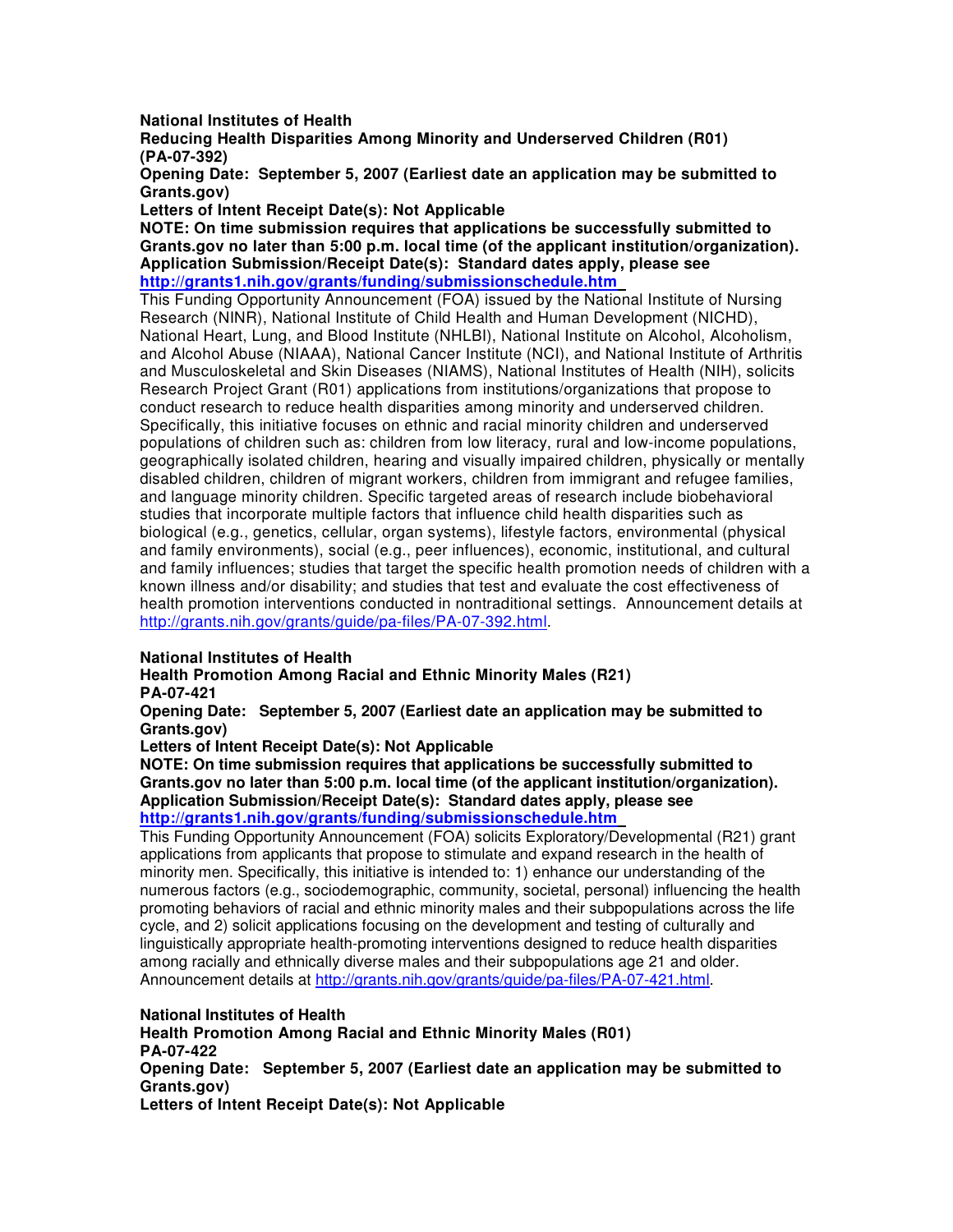**National Institutes of Health**
**Reducing Health Disparities Among Minority and Underserved Children (R01) (PA-07-392)**
**Opening Date: September 5, 2007 (Earliest date an application may be submitted to Grants.gov)**
**Letters of Intent Receipt Date(s): Not Applicable**
**NOTE: On time submission requires that applications be successfully submitted to Grants.gov no later than 5:00 p.m. local time (of the applicant institution/organization).**
**Application Submission/Receipt Date(s): Standard dates apply, please see [http://grants1.nih.gov/grants/funding/submissionschedule.htm](http://grants1.nih.gov/grants/funding/submissionschedule.htm)**

This Funding Opportunity Announcement (FOA) issued by the National Institute of Nursing Research (NINR), National Institute of Child Health and Human Development (NICHD), National Heart, Lung, and Blood Institute (NHLBI), National Institute on Alcohol, Alcoholism, and Alcohol Abuse (NIAAA), National Cancer Institute (NCI), and National Institute of Arthritis and Musculoskeletal and Skin Diseases (NIAMS), National Institutes of Health (NIH), solicits Research Project Grant (R01) applications from institutions/organizations that propose to conduct research to reduce health disparities among minority and underserved children. Specifically, this initiative focuses on ethnic and racial minority children and underserved populations of children such as: children from low literacy, rural and low-income populations, geographically isolated children, hearing and visually impaired children, physically or mentally disabled children, children of migrant workers, children from immigrant and refugee families, and language minority children. Specific targeted areas of research include biobehavioral studies that incorporate multiple factors that influence child health disparities such as biological (e.g., genetics, cellular, organ systems), lifestyle factors, environmental (physical and family environments), social (e.g., peer influences), economic, institutional, and cultural and family influences; studies that target the specific health promotion needs of children with a known illness and/or disability; and studies that test and evaluate the cost effectiveness of health promotion interventions conducted in nontraditional settings. Announcement details at [http://grants.nih.gov/grants/guide/pa-files/PA-07-392.html](http://grants.nih.gov/grants/guide/pa-files/PA-07-392.html).

**National Institutes of Health**
**Health Promotion Among Racial and Ethnic Minority Males (R21)**
**PA-07-421**
**Opening Date: September 5, 2007 (Earliest date an application may be submitted to Grants.gov)**
**Letters of Intent Receipt Date(s): Not Applicable**
**NOTE: On time submission requires that applications be successfully submitted to Grants.gov no later than 5:00 p.m. local time (of the applicant institution/organization).**
**Application Submission/Receipt Date(s): Standard dates apply, please see [http://grants1.nih.gov/grants/funding/submissionschedule.htm](http://grants1.nih.gov/grants/funding/submissionschedule.htm)**

This Funding Opportunity Announcement (FOA) solicits Exploratory/Developmental (R21) grant applications from applicants that propose to stimulate and expand research in the health of minority men. Specifically, this initiative is intended to: 1) enhance our understanding of the numerous factors (e.g., sociodemographic, community, societal, personal) influencing the health promoting behaviors of racial and ethnic minority males and their subpopulations across the life cycle, and 2) solicit applications focusing on the development and testing of culturally and linguistically appropriate health-promoting interventions designed to reduce health disparities among racially and ethnically diverse males and their subpopulations age 21 and older. Announcement details at [http://grants.nih.gov/grants/guide/pa-files/PA-07-421.html](http://grants.nih.gov/grants/guide/pa-files/PA-07-421.html).

**National Institutes of Health**
**Health Promotion Among Racial and Ethnic Minority Males (R01)**
**PA-07-422**
**Opening Date: September 5, 2007 (Earliest date an application may be submitted to Grants.gov)**
**Letters of Intent Receipt Date(s): Not Applicable**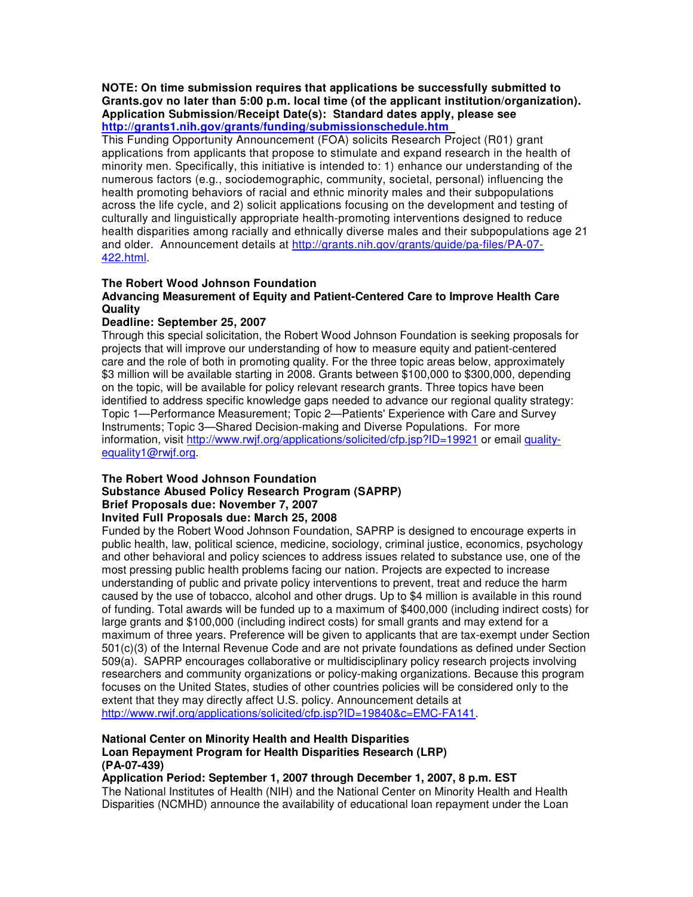**NOTE: On time submission requires that applications be successfully submitted to Grants.gov no later than 5:00 p.m. local time (of the applicant institution/organization). Application Submission/Receipt Date(s): Standard dates apply, please see http://grants1.nih.gov/grants/funding/submissionschedule.htm**

This Funding Opportunity Announcement (FOA) solicits Research Project (R01) grant applications from applicants that propose to stimulate and expand research in the health of minority men. Specifically, this initiative is intended to: 1) enhance our understanding of the numerous factors (e.g., sociodemographic, community, societal, personal) influencing the health promoting behaviors of racial and ethnic minority males and their subpopulations across the life cycle, and 2) solicit applications focusing on the development and testing of culturally and linguistically appropriate health-promoting interventions designed to reduce health disparities among racially and ethnically diverse males and their subpopulations age 21 and older. Announcement details at http://grants.nih.gov/grants/guide/pa-files/PA-07-422.html.

**The Robert Wood Johnson Foundation**
**Advancing Measurement of Equity and Patient-Centered Care to Improve Health Care Quality**
**Deadline: September 25, 2007**

Through this special solicitation, the Robert Wood Johnson Foundation is seeking proposals for projects that will improve our understanding of how to measure equity and patient-centered care and the role of both in promoting quality. For the three topic areas below, approximately $3 million will be available starting in 2008. Grants between $100,000 to $300,000, depending on the topic, will be available for policy relevant research grants. Three topics have been identified to address specific knowledge gaps needed to advance our regional quality strategy: Topic 1—Performance Measurement; Topic 2—Patients' Experience with Care and Survey Instruments; Topic 3—Shared Decision-making and Diverse Populations. For more information, visit http://www.rwjf.org/applications/solicited/cfp.jsp?ID=19921 or email quality-equality1@rwjf.org.

**The Robert Wood Johnson Foundation**
**Substance Abused Policy Research Program (SAPRP)**
**Brief Proposals due: November 7, 2007**
**Invited Full Proposals due: March 25, 2008**

Funded by the Robert Wood Johnson Foundation, SAPRP is designed to encourage experts in public health, law, political science, medicine, sociology, criminal justice, economics, psychology and other behavioral and policy sciences to address issues related to substance use, one of the most pressing public health problems facing our nation. Projects are expected to increase understanding of public and private policy interventions to prevent, treat and reduce the harm caused by the use of tobacco, alcohol and other drugs. Up to $4 million is available in this round of funding. Total awards will be funded up to a maximum of $400,000 (including indirect costs) for large grants and $100,000 (including indirect costs) for small grants and may extend for a maximum of three years. Preference will be given to applicants that are tax-exempt under Section 501(c)(3) of the Internal Revenue Code and are not private foundations as defined under Section 509(a). SAPRP encourages collaborative or multidisciplinary policy research projects involving researchers and community organizations or policy-making organizations. Because this program focuses on the United States, studies of other countries policies will be considered only to the extent that they may directly affect U.S. policy. Announcement details at http://www.rwjf.org/applications/solicited/cfp.jsp?ID=19840&c=EMC-FA141.

**National Center on Minority Health and Health Disparities**
**Loan Repayment Program for Health Disparities Research (LRP)**
**(PA-07-439)**
**Application Period: September 1, 2007 through December 1, 2007, 8 p.m. EST**

The National Institutes of Health (NIH) and the National Center on Minority Health and Health Disparities (NCMHD) announce the availability of educational loan repayment under the Loan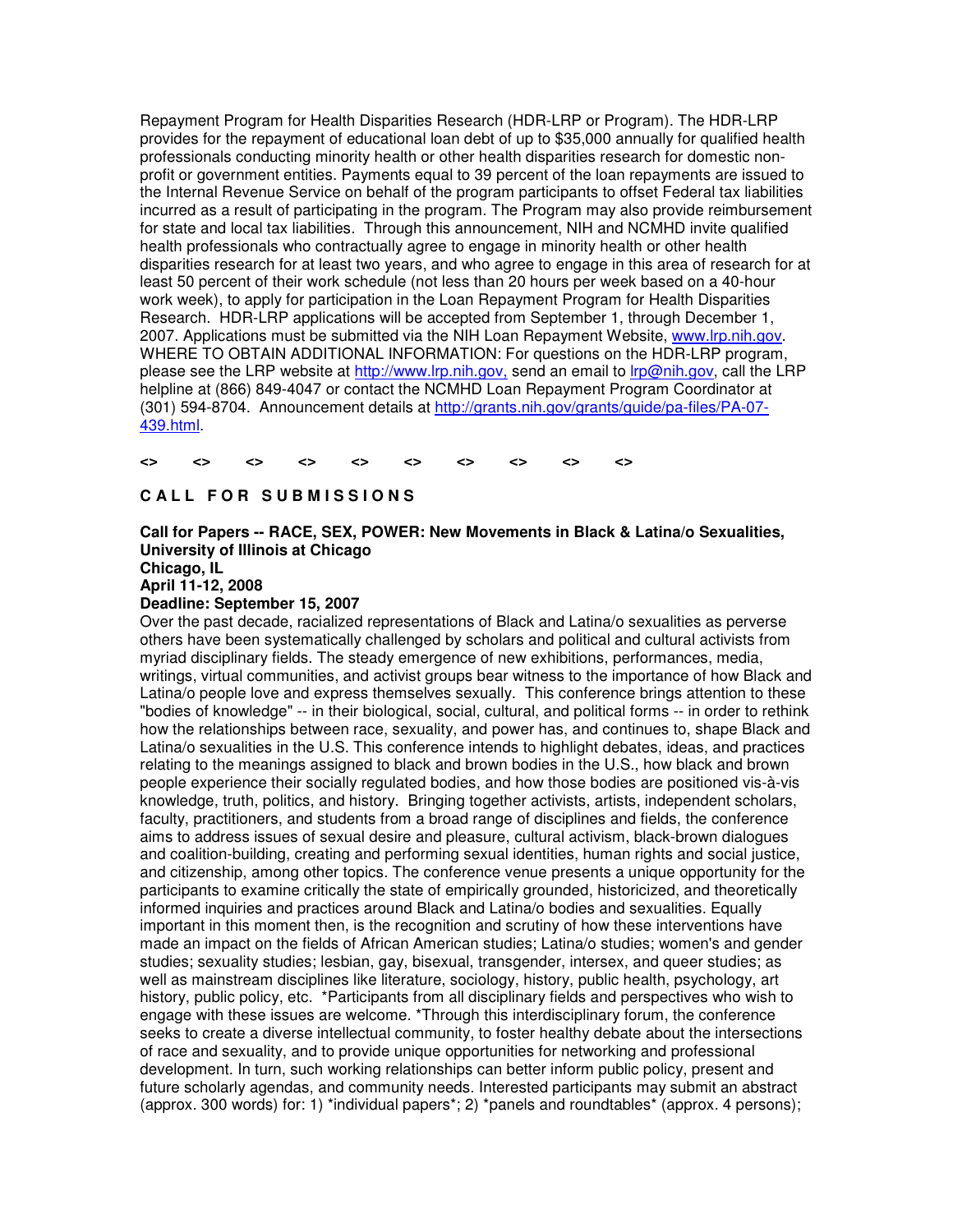Repayment Program for Health Disparities Research (HDR-LRP or Program). The HDR-LRP provides for the repayment of educational loan debt of up to $35,000 annually for qualified health professionals conducting minority health or other health disparities research for domestic non-profit or government entities. Payments equal to 39 percent of the loan repayments are issued to the Internal Revenue Service on behalf of the program participants to offset Federal tax liabilities incurred as a result of participating in the program. The Program may also provide reimbursement for state and local tax liabilities. Through this announcement, NIH and NCMHD invite qualified health professionals who contractually agree to engage in minority health or other health disparities research for at least two years, and who agree to engage in this area of research for at least 50 percent of their work schedule (not less than 20 hours per week based on a 40-hour work week), to apply for participation in the Loan Repayment Program for Health Disparities Research. HDR-LRP applications will be accepted from September 1, through December 1, 2007. Applications must be submitted via the NIH Loan Repayment Website, www.lrp.nih.gov. WHERE TO OBTAIN ADDITIONAL INFORMATION: For questions on the HDR-LRP program, please see the LRP website at http://www.lrp.nih.gov, send an email to lrp@nih.gov, call the LRP helpline at (866) 849-4047 or contact the NCMHD Loan Repayment Program Coordinator at (301) 594-8704. Announcement details at http://grants.nih.gov/grants/guide/pa-files/PA-07-439.html.

**<>      <>      <>      <>      <>      <>      <>      <>      <>      <>**

## C A L L   F O R   S U B M I S S I O N S

**Call for Papers -- RACE, SEX, POWER: New Movements in Black & Latina/o Sexualities, University of Illinois at Chicago**
**Chicago, IL**
**April 11-12, 2008**
**Deadline: September 15, 2007**

Over the past decade, racialized representations of Black and Latina/o sexualities as perverse others have been systematically challenged by scholars and political and cultural activists from myriad disciplinary fields. The steady emergence of new exhibitions, performances, media, writings, virtual communities, and activist groups bear witness to the importance of how Black and Latina/o people love and express themselves sexually. This conference brings attention to these "bodies of knowledge" -- in their biological, social, cultural, and political forms -- in order to rethink how the relationships between race, sexuality, and power has, and continues to, shape Black and Latina/o sexualities in the U.S. This conference intends to highlight debates, ideas, and practices relating to the meanings assigned to black and brown bodies in the U.S., how black and brown people experience their socially regulated bodies, and how those bodies are positioned vis-à-vis knowledge, truth, politics, and history. Bringing together activists, artists, independent scholars, faculty, practitioners, and students from a broad range of disciplines and fields, the conference aims to address issues of sexual desire and pleasure, cultural activism, black-brown dialogues and coalition-building, creating and performing sexual identities, human rights and social justice, and citizenship, among other topics. The conference venue presents a unique opportunity for the participants to examine critically the state of empirically grounded, historicized, and theoretically informed inquiries and practices around Black and Latina/o bodies and sexualities. Equally important in this moment then, is the recognition and scrutiny of how these interventions have made an impact on the fields of African American studies; Latina/o studies; women's and gender studies; sexuality studies; lesbian, gay, bisexual, transgender, intersex, and queer studies; as well as mainstream disciplines like literature, sociology, history, public health, psychology, art history, public policy, etc. *Participants from all disciplinary fields and perspectives who wish to engage with these issues are welcome. *Through this interdisciplinary forum, the conference seeks to create a diverse intellectual community, to foster healthy debate about the intersections of race and sexuality, and to provide unique opportunities for networking and professional development. In turn, such working relationships can better inform public policy, present and future scholarly agendas, and community needs. Interested participants may submit an abstract (approx. 300 words) for: 1) *individual papers*; 2) *panels and roundtables* (approx. 4 persons);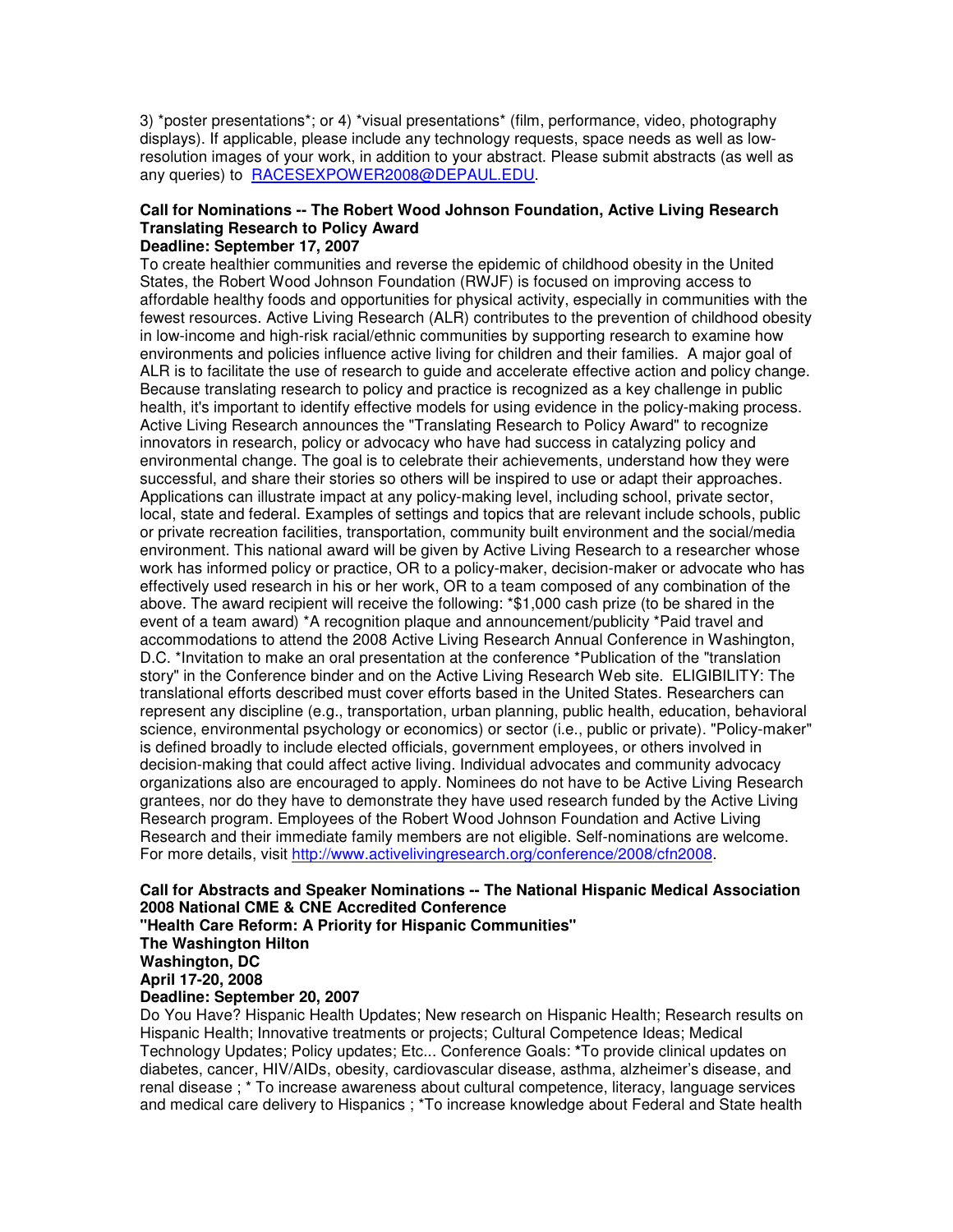3) *poster presentations*; or 4) *visual presentations* (film, performance, video, photography displays). If applicable, please include any technology requests, space needs as well as low-resolution images of your work, in addition to your abstract. Please submit abstracts (as well as any queries) to RACESEXPOWER2008@DEPAUL.EDU.

**Call for Nominations -- The Robert Wood Johnson Foundation, Active Living Research Translating Research to Policy Award**
**Deadline: September 17, 2007**

To create healthier communities and reverse the epidemic of childhood obesity in the United States, the Robert Wood Johnson Foundation (RWJF) is focused on improving access to affordable healthy foods and opportunities for physical activity, especially in communities with the fewest resources. Active Living Research (ALR) contributes to the prevention of childhood obesity in low-income and high-risk racial/ethnic communities by supporting research to examine how environments and policies influence active living for children and their families. A major goal of ALR is to facilitate the use of research to guide and accelerate effective action and policy change. Because translating research to policy and practice is recognized as a key challenge in public health, it's important to identify effective models for using evidence in the policy-making process. Active Living Research announces the "Translating Research to Policy Award" to recognize innovators in research, policy or advocacy who have had success in catalyzing policy and environmental change. The goal is to celebrate their achievements, understand how they were successful, and share their stories so others will be inspired to use or adapt their approaches. Applications can illustrate impact at any policy-making level, including school, private sector, local, state and federal. Examples of settings and topics that are relevant include schools, public or private recreation facilities, transportation, community built environment and the social/media environment. This national award will be given by Active Living Research to a researcher whose work has informed policy or practice, OR to a policy-maker, decision-maker or advocate who has effectively used research in his or her work, OR to a team composed of any combination of the above. The award recipient will receive the following: *$1,000 cash prize (to be shared in the event of a team award) *A recognition plaque and announcement/publicity *Paid travel and accommodations to attend the 2008 Active Living Research Annual Conference in Washington, D.C. *Invitation to make an oral presentation at the conference *Publication of the "translation story" in the Conference binder and on the Active Living Research Web site. ELIGIBILITY: The translational efforts described must cover efforts based in the United States. Researchers can represent any discipline (e.g., transportation, urban planning, public health, education, behavioral science, environmental psychology or economics) or sector (i.e., public or private). "Policy-maker" is defined broadly to include elected officials, government employees, or others involved in decision-making that could affect active living. Individual advocates and community advocacy organizations also are encouraged to apply. Nominees do not have to be Active Living Research grantees, nor do they have to demonstrate they have used research funded by the Active Living Research program. Employees of the Robert Wood Johnson Foundation and Active Living Research and their immediate family members are not eligible. Self-nominations are welcome. For more details, visit http://www.activelivingresearch.org/conference/2008/cfn2008.

**Call for Abstracts and Speaker Nominations -- The National Hispanic Medical Association 2008 National CME & CNE Accredited Conference**
**"Health Care Reform: A Priority for Hispanic Communities"**
**The Washington Hilton**
**Washington, DC**
**April 17-20, 2008**
**Deadline: September 20, 2007**

Do You Have? Hispanic Health Updates; New research on Hispanic Health; Research results on Hispanic Health; Innovative treatments or projects; Cultural Competence Ideas; Medical Technology Updates; Policy updates; Etc... Conference Goals: *To provide clinical updates on diabetes, cancer, HIV/AIDs, obesity, cardiovascular disease, asthma, alzheimer's disease, and renal disease ; * To increase awareness about cultural competence, literacy, language services and medical care delivery to Hispanics ; *To increase knowledge about Federal and State health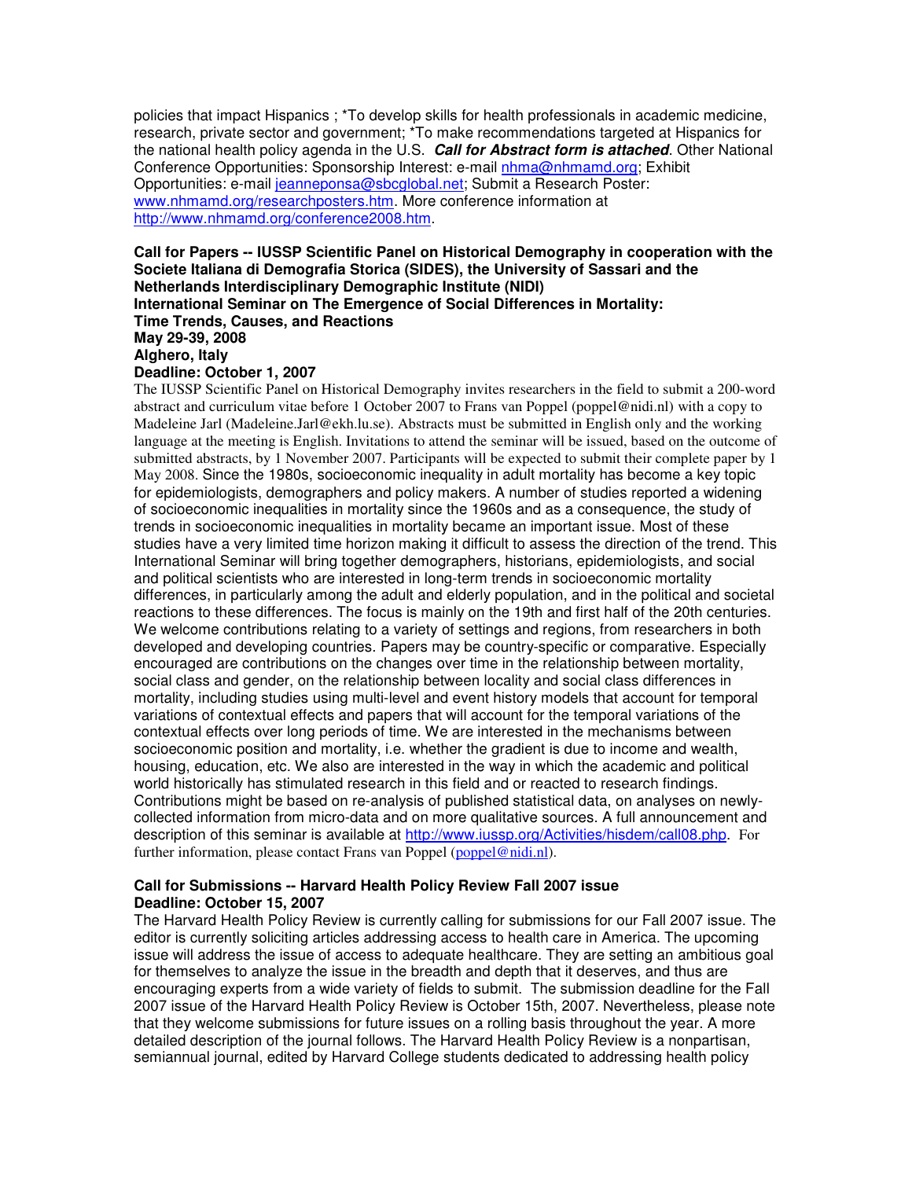policies that impact Hispanics ; *To develop skills for health professionals in academic medicine, research, private sector and government; *To make recommendations targeted at Hispanics for the national health policy agenda in the U.S. ***Call for Abstract form is attached***. Other National Conference Opportunities: Sponsorship Interest: e-mail nhma@nhmamd.org; Exhibit Opportunities: e-mail jeanneponsa@sbcglobal.net; Submit a Research Poster: www.nhmamd.org/researchposters.htm. More conference information at http://www.nhmamd.org/conference2008.htm.

**Call for Papers -- IUSSP Scientific Panel on Historical Demography in cooperation with the Societe Italiana di Demografia Storica (SIDES), the University of Sassari and the Netherlands Interdisciplinary Demographic Institute (NIDI)**
**International Seminar on The Emergence of Social Differences in Mortality: Time Trends, Causes, and Reactions**
**May 29-39, 2008**
**Alghero, Italy**
**Deadline: October 1, 2007**

The IUSSP Scientific Panel on Historical Demography invites researchers in the field to submit a 200-word abstract and curriculum vitae before 1 October 2007 to Frans van Poppel (poppel@nidi.nl) with a copy to Madeleine Jarl (Madeleine.Jarl@ekh.lu.se). Abstracts must be submitted in English only and the working language at the meeting is English. Invitations to attend the seminar will be issued, based on the outcome of submitted abstracts, by 1 November 2007. Participants will be expected to submit their complete paper by 1 May 2008. Since the 1980s, socioeconomic inequality in adult mortality has become a key topic for epidemiologists, demographers and policy makers. A number of studies reported a widening of socioeconomic inequalities in mortality since the 1960s and as a consequence, the study of trends in socioeconomic inequalities in mortality became an important issue. Most of these studies have a very limited time horizon making it difficult to assess the direction of the trend. This International Seminar will bring together demographers, historians, epidemiologists, and social and political scientists who are interested in long-term trends in socioeconomic mortality differences, in particularly among the adult and elderly population, and in the political and societal reactions to these differences. The focus is mainly on the 19th and first half of the 20th centuries. We welcome contributions relating to a variety of settings and regions, from researchers in both developed and developing countries. Papers may be country-specific or comparative. Especially encouraged are contributions on the changes over time in the relationship between mortality, social class and gender, on the relationship between locality and social class differences in mortality, including studies using multi-level and event history models that account for temporal variations of contextual effects and papers that will account for the temporal variations of the contextual effects over long periods of time. We are interested in the mechanisms between socioeconomic position and mortality, i.e. whether the gradient is due to income and wealth, housing, education, etc. We also are interested in the way in which the academic and political world historically has stimulated research in this field and or reacted to research findings. Contributions might be based on re-analysis of published statistical data, on analyses on newly-collected information from micro-data and on more qualitative sources. A full announcement and description of this seminar is available at http://www.iussp.org/Activities/hisdem/call08.php. For further information, please contact Frans van Poppel (poppel@nidi.nl).

**Call for Submissions -- Harvard Health Policy Review Fall 2007 issue**
**Deadline: October 15, 2007**

The Harvard Health Policy Review is currently calling for submissions for our Fall 2007 issue. The editor is currently soliciting articles addressing access to health care in America. The upcoming issue will address the issue of access to adequate healthcare. They are setting an ambitious goal for themselves to analyze the issue in the breadth and depth that it deserves, and thus are encouraging experts from a wide variety of fields to submit. The submission deadline for the Fall 2007 issue of the Harvard Health Policy Review is October 15th, 2007. Nevertheless, please note that they welcome submissions for future issues on a rolling basis throughout the year. A more detailed description of the journal follows. The Harvard Health Policy Review is a nonpartisan, semiannual journal, edited by Harvard College students dedicated to addressing health policy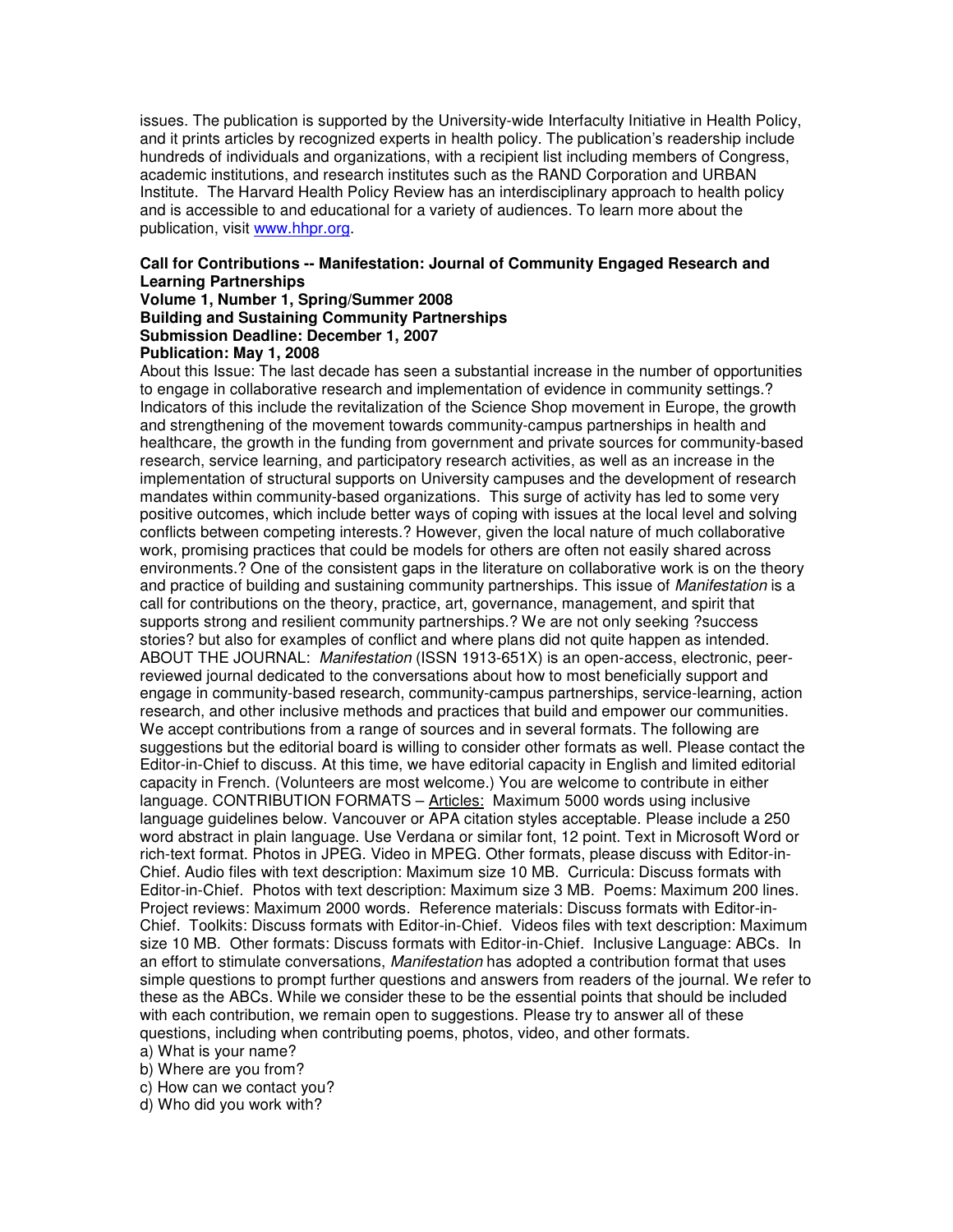issues. The publication is supported by the University-wide Interfaculty Initiative in Health Policy, and it prints articles by recognized experts in health policy. The publication's readership include hundreds of individuals and organizations, with a recipient list including members of Congress, academic institutions, and research institutes such as the RAND Corporation and URBAN Institute. The Harvard Health Policy Review has an interdisciplinary approach to health policy and is accessible to and educational for a variety of audiences. To learn more about the publication, visit www.hhpr.org.

**Call for Contributions -- Manifestation: Journal of Community Engaged Research and Learning Partnerships**
**Volume 1, Number 1, Spring/Summer 2008**
**Building and Sustaining Community Partnerships**
**Submission Deadline: December 1, 2007**
**Publication: May 1, 2008**

About this Issue: The last decade has seen a substantial increase in the number of opportunities to engage in collaborative research and implementation of evidence in community settings.? Indicators of this include the revitalization of the Science Shop movement in Europe, the growth and strengthening of the movement towards community-campus partnerships in health and healthcare, the growth in the funding from government and private sources for community-based research, service learning, and participatory research activities, as well as an increase in the implementation of structural supports on University campuses and the development of research mandates within community-based organizations. This surge of activity has led to some very positive outcomes, which include better ways of coping with issues at the local level and solving conflicts between competing interests.? However, given the local nature of much collaborative work, promising practices that could be models for others are often not easily shared across environments.? One of the consistent gaps in the literature on collaborative work is on the theory and practice of building and sustaining community partnerships. This issue of *Manifestation* is a call for contributions on the theory, practice, art, governance, management, and spirit that supports strong and resilient community partnerships.? We are not only seeking ?success stories? but also for examples of conflict and where plans did not quite happen as intended. ABOUT THE JOURNAL: *Manifestation* (ISSN 1913-651X) is an open-access, electronic, peer-reviewed journal dedicated to the conversations about how to most beneficially support and engage in community-based research, community-campus partnerships, service-learning, action research, and other inclusive methods and practices that build and empower our communities. We accept contributions from a range of sources and in several formats. The following are suggestions but the editorial board is willing to consider other formats as well. Please contact the Editor-in-Chief to discuss. At this time, we have editorial capacity in English and limited editorial capacity in French. (Volunteers are most welcome.) You are welcome to contribute in either language. CONTRIBUTION FORMATS – Articles: Maximum 5000 words using inclusive language guidelines below. Vancouver or APA citation styles acceptable. Please include a 250 word abstract in plain language. Use Verdana or similar font, 12 point. Text in Microsoft Word or rich-text format. Photos in JPEG. Video in MPEG. Other formats, please discuss with Editor-in-Chief. Audio files with text description: Maximum size 10 MB. Curricula: Discuss formats with Editor-in-Chief. Photos with text description: Maximum size 3 MB. Poems: Maximum 200 lines. Project reviews: Maximum 2000 words. Reference materials: Discuss formats with Editor-in-Chief. Toolkits: Discuss formats with Editor-in-Chief. Videos files with text description: Maximum size 10 MB. Other formats: Discuss formats with Editor-in-Chief. Inclusive Language: ABCs. In an effort to stimulate conversations, *Manifestation* has adopted a contribution format that uses simple questions to prompt further questions and answers from readers of the journal. We refer to these as the ABCs. While we consider these to be the essential points that should be included with each contribution, we remain open to suggestions. Please try to answer all of these questions, including when contributing poems, photos, video, and other formats.

a) What is your name?
b) Where are you from?
c) How can we contact you?
d) Who did you work with?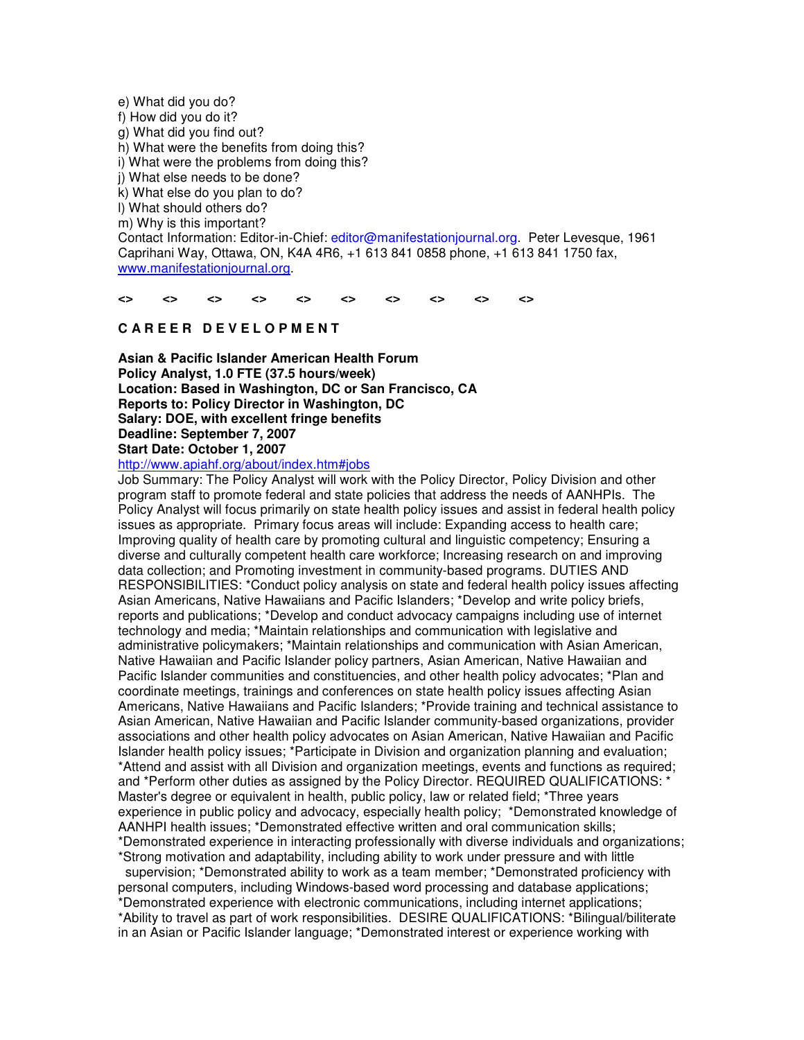e) What did you do?
f) How did you do it?
g) What did you find out?
h) What were the benefits from doing this?
i) What were the problems from doing this?
j) What else needs to be done?
k) What else do you plan to do?
l) What should others do?
m) Why is this important?

Contact Information: Editor-in-Chief: editor@manifestationjournal.org. Peter Levesque, 1961 Caprihani Way, Ottawa, ON, K4A 4R6, +1 613 841 0858 phone, +1 613 841 1750 fax, www.manifestationjournal.org.

**<> <> <> <> <> <> <> <> <> <>**

## C A R E E R   D E V E L O P M E N T

**Asian & Pacific Islander American Health Forum**
**Policy Analyst, 1.0 FTE (37.5 hours/week)**
**Location: Based in Washington, DC or San Francisco, CA**
**Reports to: Policy Director in Washington, DC**
**Salary: DOE, with excellent fringe benefits**
**Deadline: September 7, 2007**
**Start Date: October 1, 2007**
http://www.apiahf.org/about/index.htm#jobs

Job Summary: The Policy Analyst will work with the Policy Director, Policy Division and other program staff to promote federal and state policies that address the needs of AANHPIs. The Policy Analyst will focus primarily on state health policy issues and assist in federal health policy issues as appropriate. Primary focus areas will include: Expanding access to health care; Improving quality of health care by promoting cultural and linguistic competency; Ensuring a diverse and culturally competent health care workforce; Increasing research on and improving data collection; and Promoting investment in community-based programs. DUTIES AND RESPONSIBILITIES: *Conduct policy analysis on state and federal health policy issues affecting Asian Americans, Native Hawaiians and Pacific Islanders; *Develop and write policy briefs, reports and publications; *Develop and conduct advocacy campaigns including use of internet technology and media; *Maintain relationships and communication with legislative and administrative policymakers; *Maintain relationships and communication with Asian American, Native Hawaiian and Pacific Islander policy partners, Asian American, Native Hawaiian and Pacific Islander communities and constituencies, and other health policy advocates; *Plan and coordinate meetings, trainings and conferences on state health policy issues affecting Asian Americans, Native Hawaiians and Pacific Islanders; *Provide training and technical assistance to Asian American, Native Hawaiian and Pacific Islander community-based organizations, provider associations and other health policy advocates on Asian American, Native Hawaiian and Pacific Islander health policy issues; *Participate in Division and organization planning and evaluation; *Attend and assist with all Division and organization meetings, events and functions as required; and *Perform other duties as assigned by the Policy Director. REQUIRED QUALIFICATIONS: * Master's degree or equivalent in health, public policy, law or related field; *Three years experience in public policy and advocacy, especially health policy; *Demonstrated knowledge of AANHPI health issues; *Demonstrated effective written and oral communication skills; *Demonstrated experience in interacting professionally with diverse individuals and organizations; *Strong motivation and adaptability, including ability to work under pressure and with little supervision; *Demonstrated ability to work as a team member; *Demonstrated proficiency with personal computers, including Windows-based word processing and database applications; *Demonstrated experience with electronic communications, including internet applications; *Ability to travel as part of work responsibilities. DESIRE QUALIFICATIONS: *Bilingual/biliterate in an Asian or Pacific Islander language; *Demonstrated interest or experience working with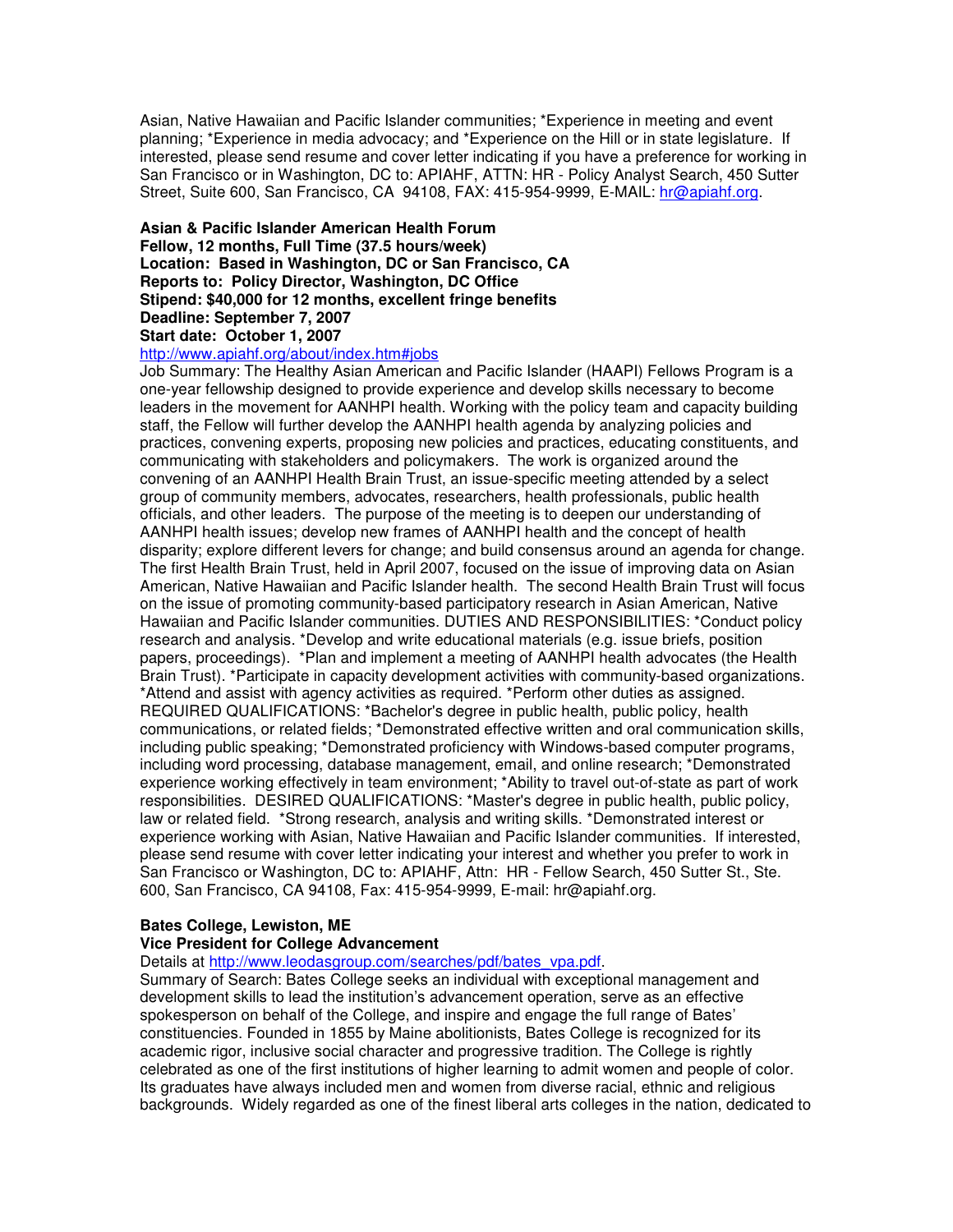Asian, Native Hawaiian and Pacific Islander communities; *Experience in meeting and event planning; *Experience in media advocacy; and *Experience on the Hill or in state legislature. If interested, please send resume and cover letter indicating if you have a preference for working in San Francisco or in Washington, DC to: APIAHF, ATTN: HR - Policy Analyst Search, 450 Sutter Street, Suite 600, San Francisco, CA 94108, FAX: 415-954-9999, E-MAIL: hr@apiahf.org.

**Asian & Pacific Islander American Health Forum**
**Fellow, 12 months, Full Time (37.5 hours/week)**
**Location: Based in Washington, DC or San Francisco, CA**
**Reports to: Policy Director, Washington, DC Office**
**Stipend: $40,000 for 12 months, excellent fringe benefits**
**Deadline: September 7, 2007**
**Start date: October 1, 2007**
http://www.apiahf.org/about/index.htm#jobs

Job Summary: The Healthy Asian American and Pacific Islander (HAAPI) Fellows Program is a one-year fellowship designed to provide experience and develop skills necessary to become leaders in the movement for AANHPI health. Working with the policy team and capacity building staff, the Fellow will further develop the AANHPI health agenda by analyzing policies and practices, convening experts, proposing new policies and practices, educating constituents, and communicating with stakeholders and policymakers. The work is organized around the convening of an AANHPI Health Brain Trust, an issue-specific meeting attended by a select group of community members, advocates, researchers, health professionals, public health officials, and other leaders. The purpose of the meeting is to deepen our understanding of AANHPI health issues; develop new frames of AANHPI health and the concept of health disparity; explore different levers for change; and build consensus around an agenda for change. The first Health Brain Trust, held in April 2007, focused on the issue of improving data on Asian American, Native Hawaiian and Pacific Islander health. The second Health Brain Trust will focus on the issue of promoting community-based participatory research in Asian American, Native Hawaiian and Pacific Islander communities. DUTIES AND RESPONSIBILITIES: *Conduct policy research and analysis. *Develop and write educational materials (e.g. issue briefs, position papers, proceedings). *Plan and implement a meeting of AANHPI health advocates (the Health Brain Trust). *Participate in capacity development activities with community-based organizations. *Attend and assist with agency activities as required. *Perform other duties as assigned. REQUIRED QUALIFICATIONS: *Bachelor's degree in public health, public policy, health communications, or related fields; *Demonstrated effective written and oral communication skills, including public speaking; *Demonstrated proficiency with Windows-based computer programs, including word processing, database management, email, and online research; *Demonstrated experience working effectively in team environment; *Ability to travel out-of-state as part of work responsibilities. DESIRED QUALIFICATIONS: *Master's degree in public health, public policy, law or related field. *Strong research, analysis and writing skills. *Demonstrated interest or experience working with Asian, Native Hawaiian and Pacific Islander communities. If interested, please send resume with cover letter indicating your interest and whether you prefer to work in San Francisco or Washington, DC to: APIAHF, Attn: HR - Fellow Search, 450 Sutter St., Ste. 600, San Francisco, CA 94108, Fax: 415-954-9999, E-mail: hr@apiahf.org.

**Bates College, Lewiston, ME**
**Vice President for College Advancement**
Details at http://www.leodasgroup.com/searches/pdf/bates_vpa.pdf.

Summary of Search: Bates College seeks an individual with exceptional management and development skills to lead the institution's advancement operation, serve as an effective spokesperson on behalf of the College, and inspire and engage the full range of Bates' constituencies. Founded in 1855 by Maine abolitionists, Bates College is recognized for its academic rigor, inclusive social character and progressive tradition. The College is rightly celebrated as one of the first institutions of higher learning to admit women and people of color. Its graduates have always included men and women from diverse racial, ethnic and religious backgrounds. Widely regarded as one of the finest liberal arts colleges in the nation, dedicated to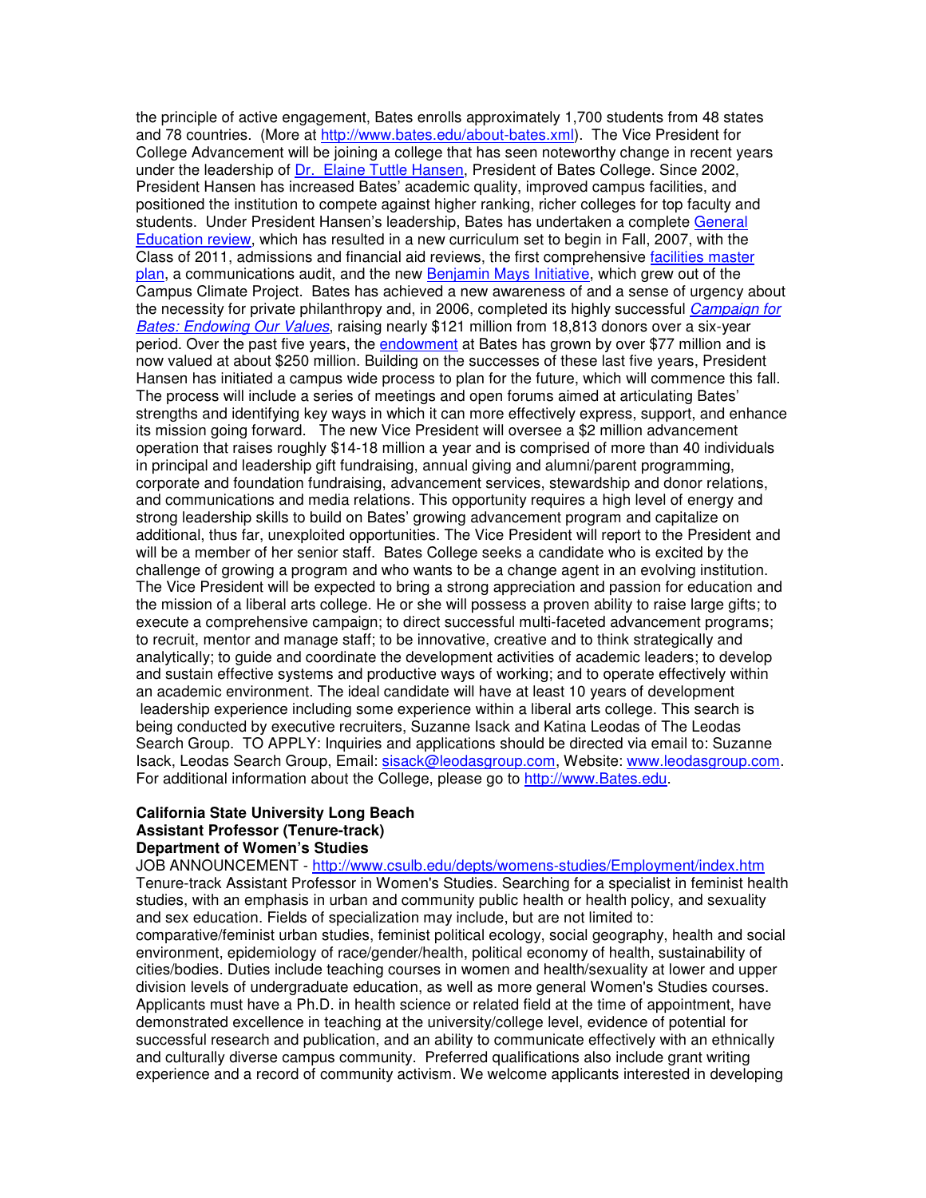the principle of active engagement, Bates enrolls approximately 1,700 students from 48 states and 78 countries. (More at http://www.bates.edu/about-bates.xml). The Vice President for College Advancement will be joining a college that has seen noteworthy change in recent years under the leadership of Dr. Elaine Tuttle Hansen, President of Bates College. Since 2002, President Hansen has increased Bates' academic quality, improved campus facilities, and positioned the institution to compete against higher ranking, richer colleges for top faculty and students. Under President Hansen's leadership, Bates has undertaken a complete General Education review, which has resulted in a new curriculum set to begin in Fall, 2007, with the Class of 2011, admissions and financial aid reviews, the first comprehensive facilities master plan, a communications audit, and the new Benjamin Mays Initiative, which grew out of the Campus Climate Project. Bates has achieved a new awareness of and a sense of urgency about the necessity for private philanthropy and, in 2006, completed its highly successful *Campaign for Bates: Endowing Our Values*, raising nearly $121 million from 18,813 donors over a six-year period. Over the past five years, the endowment at Bates has grown by over $77 million and is now valued at about $250 million. Building on the successes of these last five years, President Hansen has initiated a campus wide process to plan for the future, which will commence this fall. The process will include a series of meetings and open forums aimed at articulating Bates' strengths and identifying key ways in which it can more effectively express, support, and enhance its mission going forward. The new Vice President will oversee a $2 million advancement operation that raises roughly $14-18 million a year and is comprised of more than 40 individuals in principal and leadership gift fundraising, annual giving and alumni/parent programming, corporate and foundation fundraising, advancement services, stewardship and donor relations, and communications and media relations. This opportunity requires a high level of energy and strong leadership skills to build on Bates' growing advancement program and capitalize on additional, thus far, unexploited opportunities. The Vice President will report to the President and will be a member of her senior staff. Bates College seeks a candidate who is excited by the challenge of growing a program and who wants to be a change agent in an evolving institution. The Vice President will be expected to bring a strong appreciation and passion for education and the mission of a liberal arts college. He or she will possess a proven ability to raise large gifts; to execute a comprehensive campaign; to direct successful multi-faceted advancement programs; to recruit, mentor and manage staff; to be innovative, creative and to think strategically and analytically; to guide and coordinate the development activities of academic leaders; to develop and sustain effective systems and productive ways of working; and to operate effectively within an academic environment. The ideal candidate will have at least 10 years of development leadership experience including some experience within a liberal arts college. This search is being conducted by executive recruiters, Suzanne Isack and Katina Leodas of The Leodas Search Group. TO APPLY: Inquiries and applications should be directed via email to: Suzanne Isack, Leodas Search Group, Email: sisack@leodasgroup.com, Website: www.leodasgroup.com. For additional information about the College, please go to http://www.Bates.edu.

**California State University Long Beach**
**Assistant Professor (Tenure-track)**
**Department of Women's Studies**

JOB ANNOUNCEMENT - http://www.csulb.edu/depts/womens-studies/Employment/index.htm
Tenure-track Assistant Professor in Women's Studies. Searching for a specialist in feminist health studies, with an emphasis in urban and community public health or health policy, and sexuality and sex education. Fields of specialization may include, but are not limited to: comparative/feminist urban studies, feminist political ecology, social geography, health and social environment, epidemiology of race/gender/health, political economy of health, sustainability of cities/bodies. Duties include teaching courses in women and health/sexuality at lower and upper division levels of undergraduate education, as well as more general Women's Studies courses. Applicants must have a Ph.D. in health science or related field at the time of appointment, have demonstrated excellence in teaching at the university/college level, evidence of potential for successful research and publication, and an ability to communicate effectively with an ethnically and culturally diverse campus community. Preferred qualifications also include grant writing experience and a record of community activism. We welcome applicants interested in developing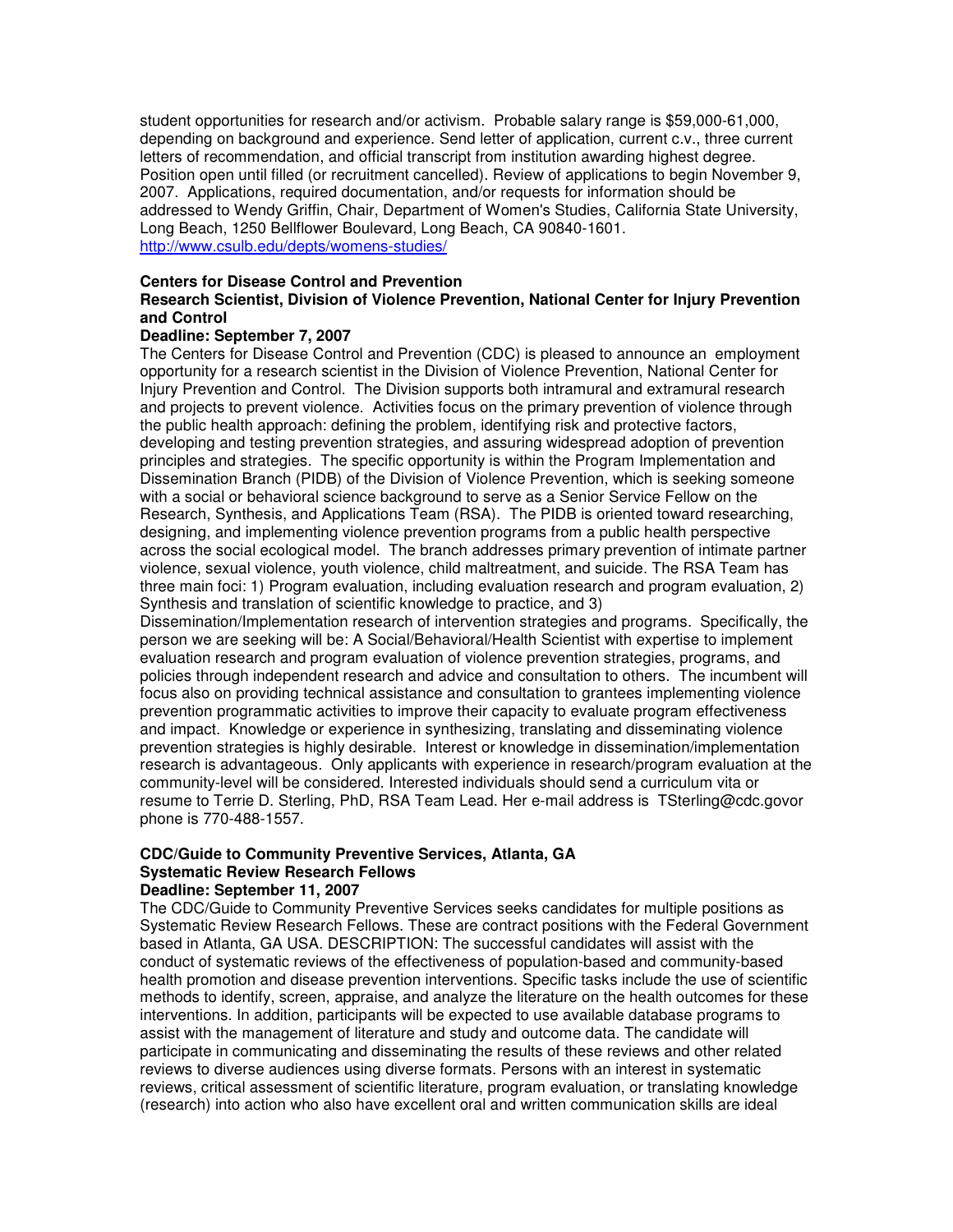student opportunities for research and/or activism. Probable salary range is $59,000-61,000, depending on background and experience. Send letter of application, current c.v., three current letters of recommendation, and official transcript from institution awarding highest degree. Position open until filled (or recruitment cancelled). Review of applications to begin November 9, 2007. Applications, required documentation, and/or requests for information should be addressed to Wendy Griffin, Chair, Department of Women's Studies, California State University, Long Beach, 1250 Bellflower Boulevard, Long Beach, CA 90840-1601.
http://www.csulb.edu/depts/womens-studies/

**Centers for Disease Control and Prevention**
**Research Scientist, Division of Violence Prevention, National Center for Injury Prevention and Control**
**Deadline: September 7, 2007**

The Centers for Disease Control and Prevention (CDC) is pleased to announce an employment opportunity for a research scientist in the Division of Violence Prevention, National Center for Injury Prevention and Control. The Division supports both intramural and extramural research and projects to prevent violence. Activities focus on the primary prevention of violence through the public health approach: defining the problem, identifying risk and protective factors, developing and testing prevention strategies, and assuring widespread adoption of prevention principles and strategies. The specific opportunity is within the Program Implementation and Dissemination Branch (PIDB) of the Division of Violence Prevention, which is seeking someone with a social or behavioral science background to serve as a Senior Service Fellow on the Research, Synthesis, and Applications Team (RSA). The PIDB is oriented toward researching, designing, and implementing violence prevention programs from a public health perspective across the social ecological model. The branch addresses primary prevention of intimate partner violence, sexual violence, youth violence, child maltreatment, and suicide. The RSA Team has three main foci: 1) Program evaluation, including evaluation research and program evaluation, 2) Synthesis and translation of scientific knowledge to practice, and 3) Dissemination/Implementation research of intervention strategies and programs. Specifically, the person we are seeking will be: A Social/Behavioral/Health Scientist with expertise to implement evaluation research and program evaluation of violence prevention strategies, programs, and policies through independent research and advice and consultation to others. The incumbent will focus also on providing technical assistance and consultation to grantees implementing violence prevention programmatic activities to improve their capacity to evaluate program effectiveness and impact. Knowledge or experience in synthesizing, translating and disseminating violence prevention strategies is highly desirable. Interest or knowledge in dissemination/implementation research is advantageous. Only applicants with experience in research/program evaluation at the community-level will be considered. Interested individuals should send a curriculum vita or resume to Terrie D. Sterling, PhD, RSA Team Lead. Her e-mail address is TSterling@cdc.govor phone is 770-488-1557.

**CDC/Guide to Community Preventive Services, Atlanta, GA**
**Systematic Review Research Fellows**
**Deadline: September 11, 2007**

The CDC/Guide to Community Preventive Services seeks candidates for multiple positions as Systematic Review Research Fellows. These are contract positions with the Federal Government based in Atlanta, GA USA. DESCRIPTION: The successful candidates will assist with the conduct of systematic reviews of the effectiveness of population-based and community-based health promotion and disease prevention interventions. Specific tasks include the use of scientific methods to identify, screen, appraise, and analyze the literature on the health outcomes for these interventions. In addition, participants will be expected to use available database programs to assist with the management of literature and study and outcome data. The candidate will participate in communicating and disseminating the results of these reviews and other related reviews to diverse audiences using diverse formats. Persons with an interest in systematic reviews, critical assessment of scientific literature, program evaluation, or translating knowledge (research) into action who also have excellent oral and written communication skills are ideal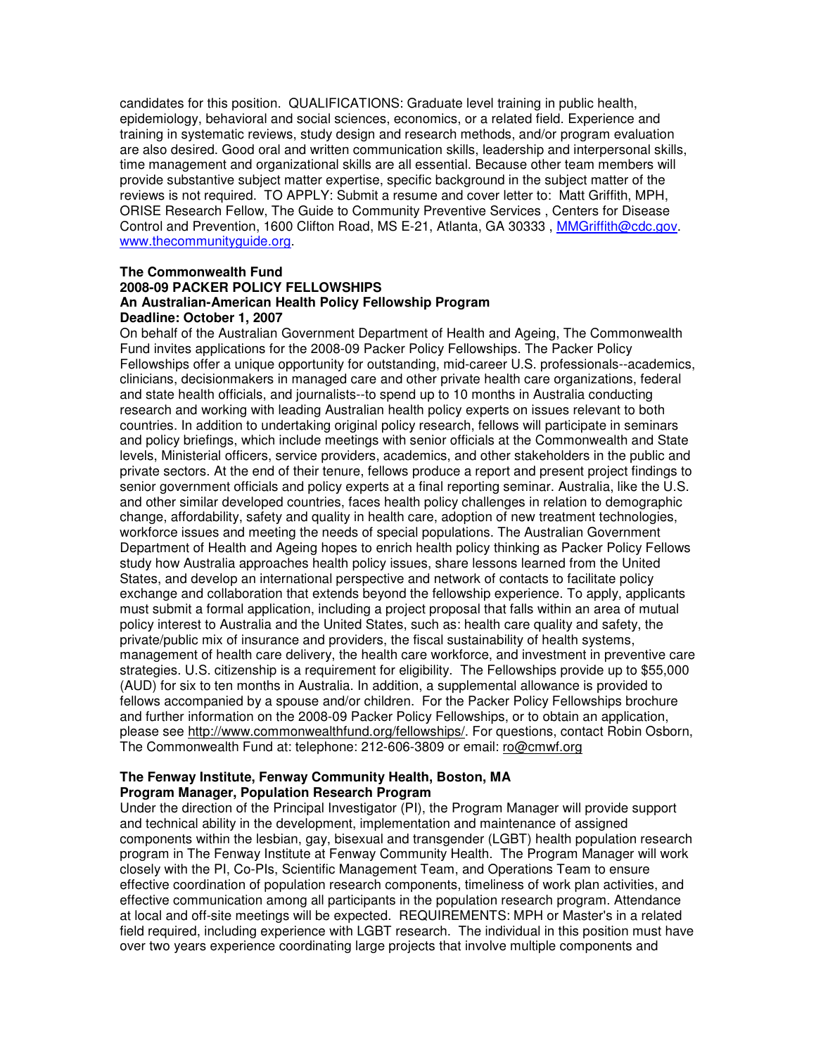candidates for this position. QUALIFICATIONS: Graduate level training in public health, epidemiology, behavioral and social sciences, economics, or a related field. Experience and training in systematic reviews, study design and research methods, and/or program evaluation are also desired. Good oral and written communication skills, leadership and interpersonal skills, time management and organizational skills are all essential. Because other team members will provide substantive subject matter expertise, specific background in the subject matter of the reviews is not required. TO APPLY: Submit a resume and cover letter to: Matt Griffith, MPH, ORISE Research Fellow, The Guide to Community Preventive Services , Centers for Disease Control and Prevention, 1600 Clifton Road, MS E-21, Atlanta, GA 30333 , MMGriffith@cdc.gov. www.thecommunityguide.org.

**The Commonwealth Fund**
**2008-09 PACKER POLICY FELLOWSHIPS**
**An Australian-American Health Policy Fellowship Program**
**Deadline: October 1, 2007**

On behalf of the Australian Government Department of Health and Ageing, The Commonwealth Fund invites applications for the 2008-09 Packer Policy Fellowships. The Packer Policy Fellowships offer a unique opportunity for outstanding, mid-career U.S. professionals--academics, clinicians, decisionmakers in managed care and other private health care organizations, federal and state health officials, and journalists--to spend up to 10 months in Australia conducting research and working with leading Australian health policy experts on issues relevant to both countries. In addition to undertaking original policy research, fellows will participate in seminars and policy briefings, which include meetings with senior officials at the Commonwealth and State levels, Ministerial officers, service providers, academics, and other stakeholders in the public and private sectors. At the end of their tenure, fellows produce a report and present project findings to senior government officials and policy experts at a final reporting seminar. Australia, like the U.S. and other similar developed countries, faces health policy challenges in relation to demographic change, affordability, safety and quality in health care, adoption of new treatment technologies, workforce issues and meeting the needs of special populations. The Australian Government Department of Health and Ageing hopes to enrich health policy thinking as Packer Policy Fellows study how Australia approaches health policy issues, share lessons learned from the United States, and develop an international perspective and network of contacts to facilitate policy exchange and collaboration that extends beyond the fellowship experience. To apply, applicants must submit a formal application, including a project proposal that falls within an area of mutual policy interest to Australia and the United States, such as: health care quality and safety, the private/public mix of insurance and providers, the fiscal sustainability of health systems, management of health care delivery, the health care workforce, and investment in preventive care strategies. U.S. citizenship is a requirement for eligibility. The Fellowships provide up to $55,000 (AUD) for six to ten months in Australia. In addition, a supplemental allowance is provided to fellows accompanied by a spouse and/or children. For the Packer Policy Fellowships brochure and further information on the 2008-09 Packer Policy Fellowships, or to obtain an application, please see http://www.commonwealthfund.org/fellowships/. For questions, contact Robin Osborn, The Commonwealth Fund at: telephone: 212-606-3809 or email: ro@cmwf.org

**The Fenway Institute, Fenway Community Health, Boston, MA**
**Program Manager, Population Research Program**

Under the direction of the Principal Investigator (PI), the Program Manager will provide support and technical ability in the development, implementation and maintenance of assigned components within the lesbian, gay, bisexual and transgender (LGBT) health population research program in The Fenway Institute at Fenway Community Health. The Program Manager will work closely with the PI, Co-PIs, Scientific Management Team, and Operations Team to ensure effective coordination of population research components, timeliness of work plan activities, and effective communication among all participants in the population research program. Attendance at local and off-site meetings will be expected. REQUIREMENTS: MPH or Master's in a related field required, including experience with LGBT research. The individual in this position must have over two years experience coordinating large projects that involve multiple components and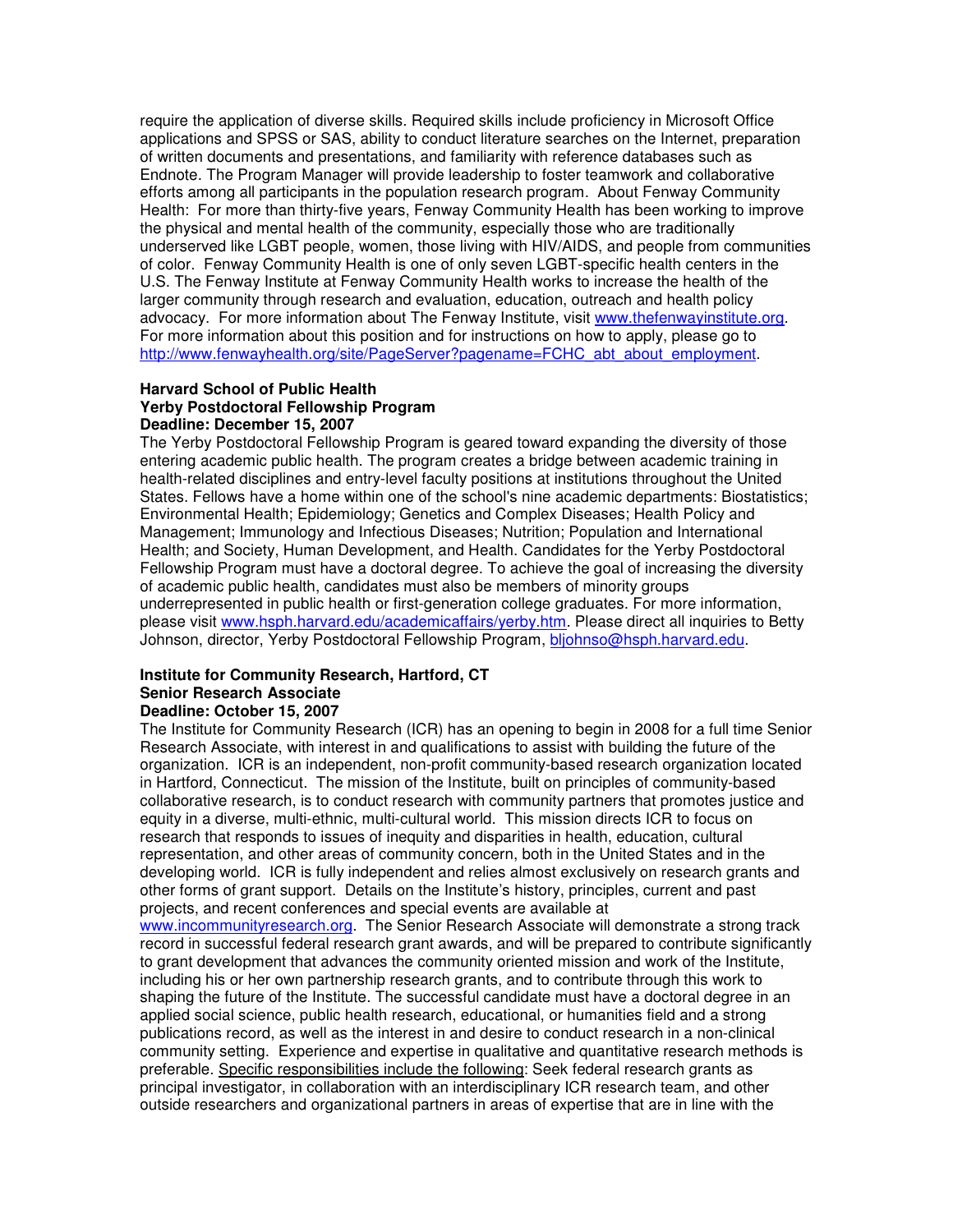require the application of diverse skills. Required skills include proficiency in Microsoft Office applications and SPSS or SAS, ability to conduct literature searches on the Internet, preparation of written documents and presentations, and familiarity with reference databases such as Endnote. The Program Manager will provide leadership to foster teamwork and collaborative efforts among all participants in the population research program. About Fenway Community Health: For more than thirty-five years, Fenway Community Health has been working to improve the physical and mental health of the community, especially those who are traditionally underserved like LGBT people, women, those living with HIV/AIDS, and people from communities of color. Fenway Community Health is one of only seven LGBT-specific health centers in the U.S. The Fenway Institute at Fenway Community Health works to increase the health of the larger community through research and evaluation, education, outreach and health policy advocacy. For more information about The Fenway Institute, visit [www.thefenwayinstitute.org](www.thefenwayinstitute.org). For more information about this position and for instructions on how to apply, please go to [http://www.fenwayhealth.org/site/PageServer?pagename=FCHC_abt_about_employment](http://www.fenwayhealth.org/site/PageServer?pagename=FCHC_abt_about_employment).

**Harvard School of Public Health**
**Yerby Postdoctoral Fellowship Program**
**Deadline: December 15, 2007**

The Yerby Postdoctoral Fellowship Program is geared toward expanding the diversity of those entering academic public health. The program creates a bridge between academic training in health-related disciplines and entry-level faculty positions at institutions throughout the United States. Fellows have a home within one of the school's nine academic departments: Biostatistics; Environmental Health; Epidemiology; Genetics and Complex Diseases; Health Policy and Management; Immunology and Infectious Diseases; Nutrition; Population and International Health; and Society, Human Development, and Health. Candidates for the Yerby Postdoctoral Fellowship Program must have a doctoral degree. To achieve the goal of increasing the diversity of academic public health, candidates must also be members of minority groups underrepresented in public health or first-generation college graduates. For more information, please visit [www.hsph.harvard.edu/academicaffairs/yerby.htm](www.hsph.harvard.edu/academicaffairs/yerby.htm). Please direct all inquiries to Betty Johnson, director, Yerby Postdoctoral Fellowship Program, [bljohnso@hsph.harvard.edu](mailto:bljohnso@hsph.harvard.edu).

**Institute for Community Research, Hartford, CT**
**Senior Research Associate**
**Deadline: October 15, 2007**

The Institute for Community Research (ICR) has an opening to begin in 2008 for a full time Senior Research Associate, with interest in and qualifications to assist with building the future of the organization. ICR is an independent, non-profit community-based research organization located in Hartford, Connecticut. The mission of the Institute, built on principles of community-based collaborative research, is to conduct research with community partners that promotes justice and equity in a diverse, multi-ethnic, multi-cultural world. This mission directs ICR to focus on research that responds to issues of inequity and disparities in health, education, cultural representation, and other areas of community concern, both in the United States and in the developing world. ICR is fully independent and relies almost exclusively on research grants and other forms of grant support. Details on the Institute's history, principles, current and past projects, and recent conferences and special events are available at [www.incommunityresearch.org](www.incommunityresearch.org). The Senior Research Associate will demonstrate a strong track record in successful federal research grant awards, and will be prepared to contribute significantly to grant development that advances the community oriented mission and work of the Institute, including his or her own partnership research grants, and to contribute through this work to shaping the future of the Institute. The successful candidate must have a doctoral degree in an applied social science, public health research, educational, or humanities field and a strong publications record, as well as the interest in and desire to conduct research in a non-clinical community setting. Experience and expertise in qualitative and quantitative research methods is preferable. <u>Specific responsibilities include the following</u>: Seek federal research grants as principal investigator, in collaboration with an interdisciplinary ICR research team, and other outside researchers and organizational partners in areas of expertise that are in line with the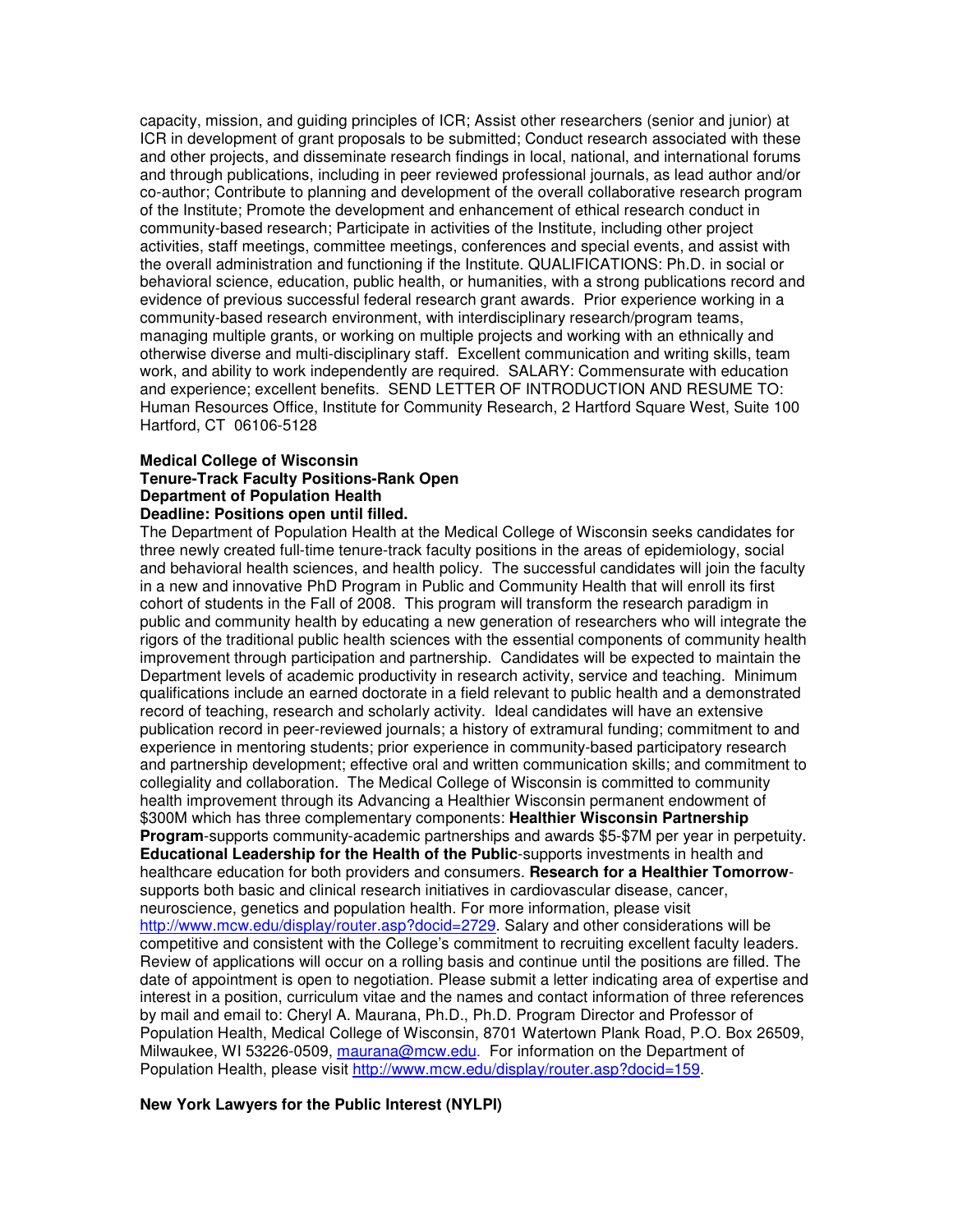capacity, mission, and guiding principles of ICR; Assist other researchers (senior and junior) at ICR in development of grant proposals to be submitted; Conduct research associated with these and other projects, and disseminate research findings in local, national, and international forums and through publications, including in peer reviewed professional journals, as lead author and/or co-author; Contribute to planning and development of the overall collaborative research program of the Institute; Promote the development and enhancement of ethical research conduct in community-based research; Participate in activities of the Institute, including other project activities, staff meetings, committee meetings, conferences and special events, and assist with the overall administration and functioning if the Institute. QUALIFICATIONS: Ph.D. in social or behavioral science, education, public health, or humanities, with a strong publications record and evidence of previous successful federal research grant awards. Prior experience working in a community-based research environment, with interdisciplinary research/program teams, managing multiple grants, or working on multiple projects and working with an ethnically and otherwise diverse and multi-disciplinary staff. Excellent communication and writing skills, team work, and ability to work independently are required. SALARY: Commensurate with education and experience; excellent benefits. SEND LETTER OF INTRODUCTION AND RESUME TO: Human Resources Office, Institute for Community Research, 2 Hartford Square West, Suite 100 Hartford, CT 06106-5128

**Medical College of Wisconsin**
**Tenure-Track Faculty Positions-Rank Open**
**Department of Population Health**
**Deadline: Positions open until filled.**

The Department of Population Health at the Medical College of Wisconsin seeks candidates for three newly created full-time tenure-track faculty positions in the areas of epidemiology, social and behavioral health sciences, and health policy. The successful candidates will join the faculty in a new and innovative PhD Program in Public and Community Health that will enroll its first cohort of students in the Fall of 2008. This program will transform the research paradigm in public and community health by educating a new generation of researchers who will integrate the rigors of the traditional public health sciences with the essential components of community health improvement through participation and partnership. Candidates will be expected to maintain the Department levels of academic productivity in research activity, service and teaching. Minimum qualifications include an earned doctorate in a field relevant to public health and a demonstrated record of teaching, research and scholarly activity. Ideal candidates will have an extensive publication record in peer-reviewed journals; a history of extramural funding; commitment to and experience in mentoring students; prior experience in community-based participatory research and partnership development; effective oral and written communication skills; and commitment to collegiality and collaboration. The Medical College of Wisconsin is committed to community health improvement through its Advancing a Healthier Wisconsin permanent endowment of $300M which has three complementary components: **Healthier Wisconsin Partnership Program**-supports community-academic partnerships and awards $5-$7M per year in perpetuity. **Educational Leadership for the Health of the Public**-supports investments in health and healthcare education for both providers and consumers. **Research for a Healthier Tomorrow**-supports both basic and clinical research initiatives in cardiovascular disease, cancer, neuroscience, genetics and population health. For more information, please visit http://www.mcw.edu/display/router.asp?docid=2729. Salary and other considerations will be competitive and consistent with the College's commitment to recruiting excellent faculty leaders. Review of applications will occur on a rolling basis and continue until the positions are filled. The date of appointment is open to negotiation. Please submit a letter indicating area of expertise and interest in a position, curriculum vitae and the names and contact information of three references by mail and email to: Cheryl A. Maurana, Ph.D., Ph.D. Program Director and Professor of Population Health, Medical College of Wisconsin, 8701 Watertown Plank Road, P.O. Box 26509, Milwaukee, WI 53226-0509, maurana@mcw.edu. For information on the Department of Population Health, please visit http://www.mcw.edu/display/router.asp?docid=159.

**New York Lawyers for the Public Interest (NYLPI)**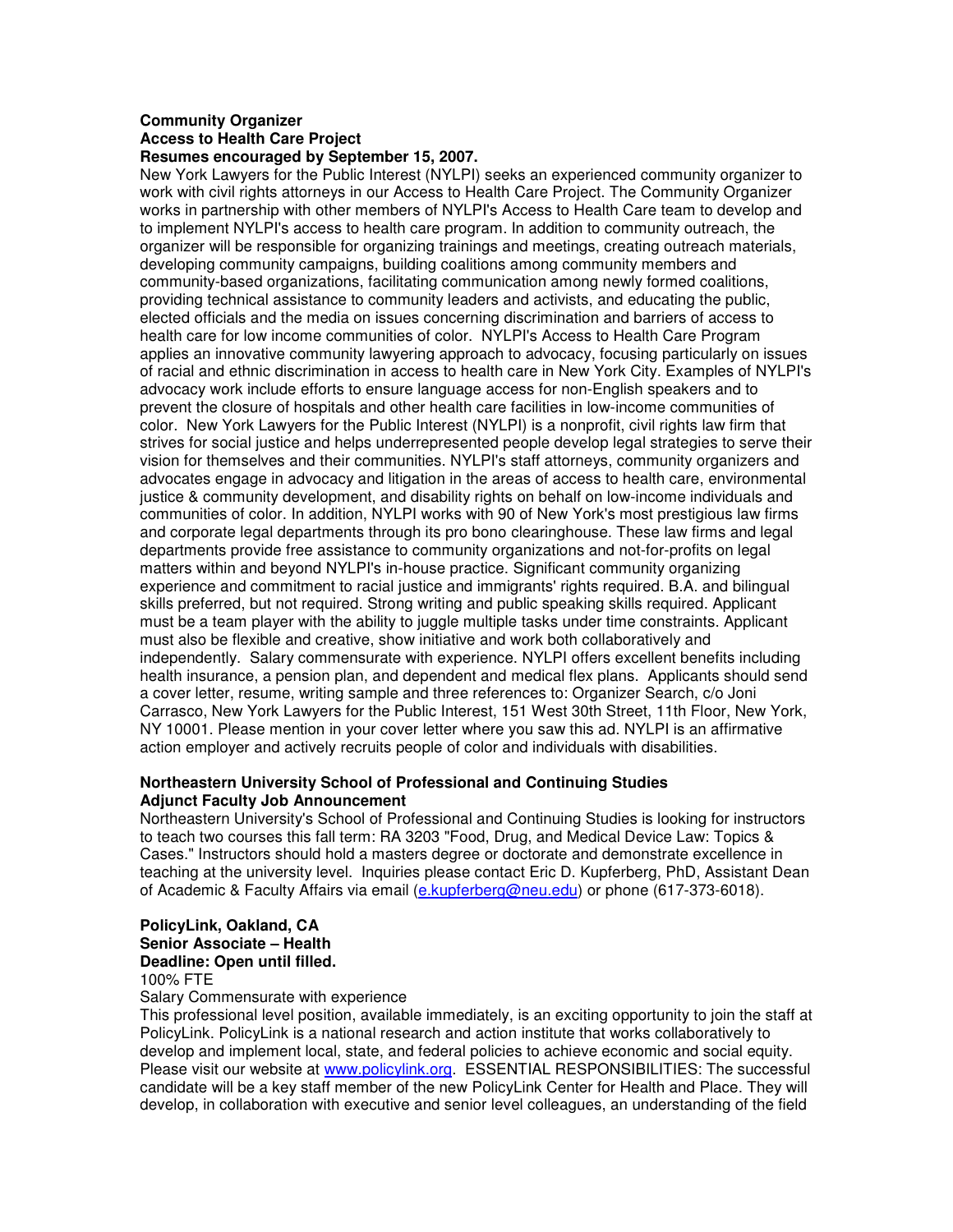**Community Organizer**
**Access to Health Care Project**
**Resumes encouraged by September 15, 2007.**

New York Lawyers for the Public Interest (NYLPI) seeks an experienced community organizer to work with civil rights attorneys in our Access to Health Care Project. The Community Organizer works in partnership with other members of NYLPI's Access to Health Care team to develop and to implement NYLPI's access to health care program. In addition to community outreach, the organizer will be responsible for organizing trainings and meetings, creating outreach materials, developing community campaigns, building coalitions among community members and community-based organizations, facilitating communication among newly formed coalitions, providing technical assistance to community leaders and activists, and educating the public, elected officials and the media on issues concerning discrimination and barriers of access to health care for low income communities of color. NYLPI's Access to Health Care Program applies an innovative community lawyering approach to advocacy, focusing particularly on issues of racial and ethnic discrimination in access to health care in New York City. Examples of NYLPI's advocacy work include efforts to ensure language access for non-English speakers and to prevent the closure of hospitals and other health care facilities in low-income communities of color. New York Lawyers for the Public Interest (NYLPI) is a nonprofit, civil rights law firm that strives for social justice and helps underrepresented people develop legal strategies to serve their vision for themselves and their communities. NYLPI's staff attorneys, community organizers and advocates engage in advocacy and litigation in the areas of access to health care, environmental justice & community development, and disability rights on behalf on low-income individuals and communities of color. In addition, NYLPI works with 90 of New York's most prestigious law firms and corporate legal departments through its pro bono clearinghouse. These law firms and legal departments provide free assistance to community organizations and not-for-profits on legal matters within and beyond NYLPI's in-house practice. Significant community organizing experience and commitment to racial justice and immigrants' rights required. B.A. and bilingual skills preferred, but not required. Strong writing and public speaking skills required. Applicant must be a team player with the ability to juggle multiple tasks under time constraints. Applicant must also be flexible and creative, show initiative and work both collaboratively and independently. Salary commensurate with experience. NYLPI offers excellent benefits including health insurance, a pension plan, and dependent and medical flex plans. Applicants should send a cover letter, resume, writing sample and three references to: Organizer Search, c/o Joni Carrasco, New York Lawyers for the Public Interest, 151 West 30th Street, 11th Floor, New York, NY 10001. Please mention in your cover letter where you saw this ad. NYLPI is an affirmative action employer and actively recruits people of color and individuals with disabilities.

**Northeastern University School of Professional and Continuing Studies**
**Adjunct Faculty Job Announcement**

Northeastern University's School of Professional and Continuing Studies is looking for instructors to teach two courses this fall term: RA 3203 "Food, Drug, and Medical Device Law: Topics & Cases." Instructors should hold a masters degree or doctorate and demonstrate excellence in teaching at the university level. Inquiries please contact Eric D. Kupferberg, PhD, Assistant Dean of Academic & Faculty Affairs via email (e.kupferberg@neu.edu) or phone (617-373-6018).

**PolicyLink, Oakland, CA**
**Senior Associate – Health**
**Deadline: Open until filled.**

100% FTE

Salary Commensurate with experience

This professional level position, available immediately, is an exciting opportunity to join the staff at PolicyLink. PolicyLink is a national research and action institute that works collaboratively to develop and implement local, state, and federal policies to achieve economic and social equity. Please visit our website at www.policylink.org. ESSENTIAL RESPONSIBILITIES: The successful candidate will be a key staff member of the new PolicyLink Center for Health and Place. They will develop, in collaboration with executive and senior level colleagues, an understanding of the field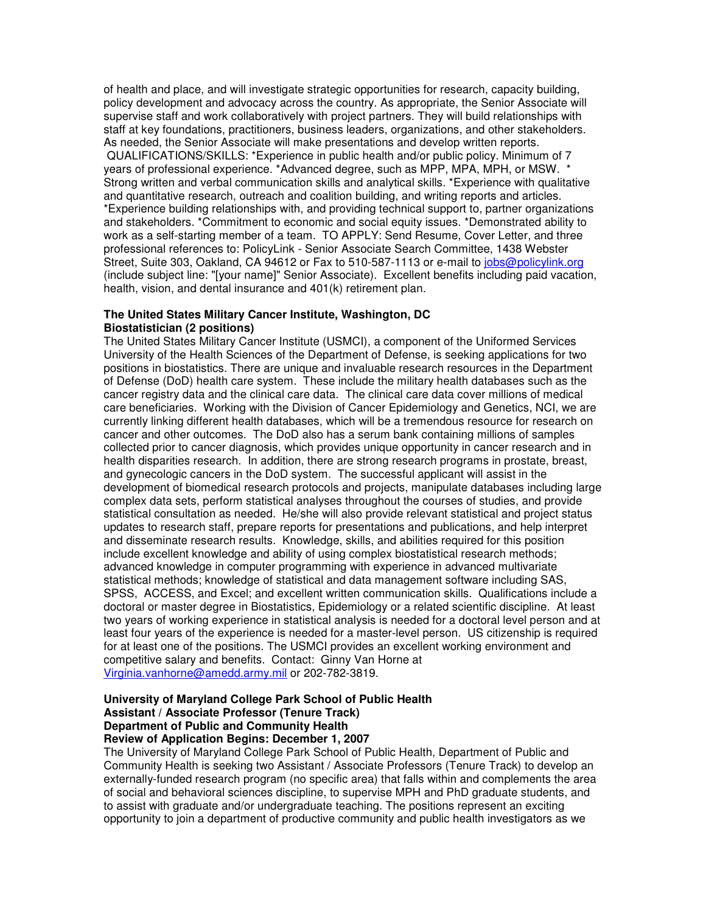of health and place, and will investigate strategic opportunities for research, capacity building, policy development and advocacy across the country. As appropriate, the Senior Associate will supervise staff and work collaboratively with project partners. They will build relationships with staff at key foundations, practitioners, business leaders, organizations, and other stakeholders. As needed, the Senior Associate will make presentations and develop written reports. QUALIFICATIONS/SKILLS: *Experience in public health and/or public policy. Minimum of 7 years of professional experience. *Advanced degree, such as MPP, MPA, MPH, or MSW. * Strong written and verbal communication skills and analytical skills. *Experience with qualitative and quantitative research, outreach and coalition building, and writing reports and articles. *Experience building relationships with, and providing technical support to, partner organizations and stakeholders. *Commitment to economic and social equity issues. *Demonstrated ability to work as a self-starting member of a team. TO APPLY: Send Resume, Cover Letter, and three professional references to: PolicyLink - Senior Associate Search Committee, 1438 Webster Street, Suite 303, Oakland, CA 94612 or Fax to 510-587-1113 or e-mail to jobs@policylink.org (include subject line: "[your name]" Senior Associate). Excellent benefits including paid vacation, health, vision, and dental insurance and 401(k) retirement plan.

**The United States Military Cancer Institute, Washington, DC**
**Biostatistician (2 positions)**

The United States Military Cancer Institute (USMCI), a component of the Uniformed Services University of the Health Sciences of the Department of Defense, is seeking applications for two positions in biostatistics. There are unique and invaluable research resources in the Department of Defense (DoD) health care system. These include the military health databases such as the cancer registry data and the clinical care data. The clinical care data cover millions of medical care beneficiaries. Working with the Division of Cancer Epidemiology and Genetics, NCI, we are currently linking different health databases, which will be a tremendous resource for research on cancer and other outcomes. The DoD also has a serum bank containing millions of samples collected prior to cancer diagnosis, which provides unique opportunity in cancer research and in health disparities research. In addition, there are strong research programs in prostate, breast, and gynecologic cancers in the DoD system. The successful applicant will assist in the development of biomedical research protocols and projects, manipulate databases including large complex data sets, perform statistical analyses throughout the courses of studies, and provide statistical consultation as needed. He/she will also provide relevant statistical and project status updates to research staff, prepare reports for presentations and publications, and help interpret and disseminate research results. Knowledge, skills, and abilities required for this position include excellent knowledge and ability of using complex biostatistical research methods; advanced knowledge in computer programming with experience in advanced multivariate statistical methods; knowledge of statistical and data management software including SAS, SPSS, ACCESS, and Excel; and excellent written communication skills. Qualifications include a doctoral or master degree in Biostatistics, Epidemiology or a related scientific discipline. At least two years of working experience in statistical analysis is needed for a doctoral level person and at least four years of the experience is needed for a master-level person. US citizenship is required for at least one of the positions. The USMCI provides an excellent working environment and competitive salary and benefits. Contact: Ginny Van Horne at Virginia.vanhorne@amedd.army.mil or 202-782-3819.

**University of Maryland College Park School of Public Health**
**Assistant / Associate Professor (Tenure Track)**
**Department of Public and Community Health**
**Review of Application Begins: December 1, 2007**

The University of Maryland College Park School of Public Health, Department of Public and Community Health is seeking two Assistant / Associate Professors (Tenure Track) to develop an externally-funded research program (no specific area) that falls within and complements the area of social and behavioral sciences discipline, to supervise MPH and PhD graduate students, and to assist with graduate and/or undergraduate teaching. The positions represent an exciting opportunity to join a department of productive community and public health investigators as we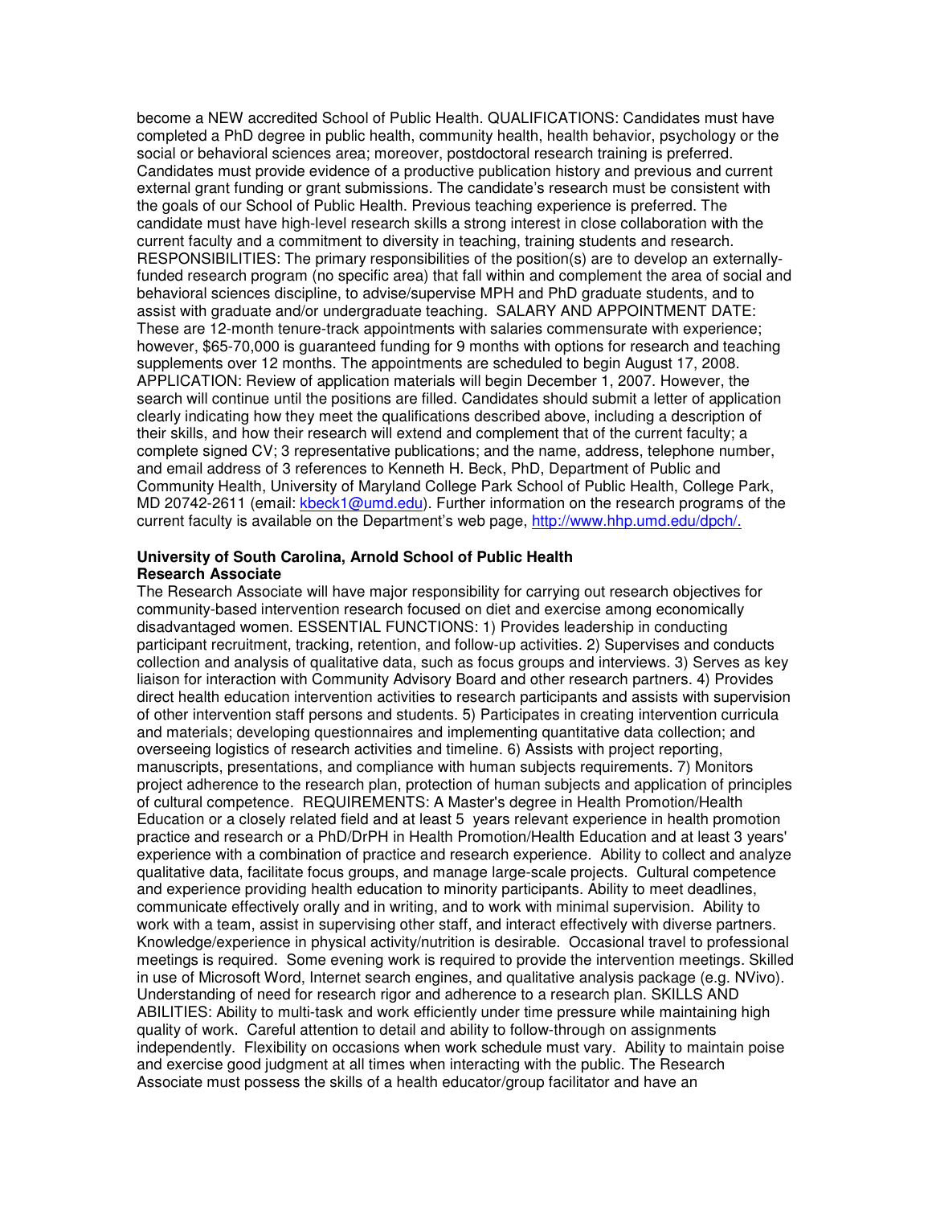become a NEW accredited School of Public Health. QUALIFICATIONS: Candidates must have completed a PhD degree in public health, community health, health behavior, psychology or the social or behavioral sciences area; moreover, postdoctoral research training is preferred. Candidates must provide evidence of a productive publication history and previous and current external grant funding or grant submissions. The candidate's research must be consistent with the goals of our School of Public Health. Previous teaching experience is preferred. The candidate must have high-level research skills a strong interest in close collaboration with the current faculty and a commitment to diversity in teaching, training students and research. RESPONSIBILITIES: The primary responsibilities of the position(s) are to develop an externally-funded research program (no specific area) that fall within and complement the area of social and behavioral sciences discipline, to advise/supervise MPH and PhD graduate students, and to assist with graduate and/or undergraduate teaching. SALARY AND APPOINTMENT DATE: These are 12-month tenure-track appointments with salaries commensurate with experience; however, $65-70,000 is guaranteed funding for 9 months with options for research and teaching supplements over 12 months. The appointments are scheduled to begin August 17, 2008. APPLICATION: Review of application materials will begin December 1, 2007. However, the search will continue until the positions are filled. Candidates should submit a letter of application clearly indicating how they meet the qualifications described above, including a description of their skills, and how their research will extend and complement that of the current faculty; a complete signed CV; 3 representative publications; and the name, address, telephone number, and email address of 3 references to Kenneth H. Beck, PhD, Department of Public and Community Health, University of Maryland College Park School of Public Health, College Park, MD 20742-2611 (email: kbeck1@umd.edu). Further information on the research programs of the current faculty is available on the Department's web page, http://www.hhp.umd.edu/dpch/.

**University of South Carolina, Arnold School of Public Health**
**Research Associate**

The Research Associate will have major responsibility for carrying out research objectives for community-based intervention research focused on diet and exercise among economically disadvantaged women. ESSENTIAL FUNCTIONS: 1) Provides leadership in conducting participant recruitment, tracking, retention, and follow-up activities. 2) Supervises and conducts collection and analysis of qualitative data, such as focus groups and interviews. 3) Serves as key liaison for interaction with Community Advisory Board and other research partners. 4) Provides direct health education intervention activities to research participants and assists with supervision of other intervention staff persons and students. 5) Participates in creating intervention curricula and materials; developing questionnaires and implementing quantitative data collection; and overseeing logistics of research activities and timeline. 6) Assists with project reporting, manuscripts, presentations, and compliance with human subjects requirements. 7) Monitors project adherence to the research plan, protection of human subjects and application of principles of cultural competence. REQUIREMENTS: A Master's degree in Health Promotion/Health Education or a closely related field and at least 5 years relevant experience in health promotion practice and research or a PhD/DrPH in Health Promotion/Health Education and at least 3 years' experience with a combination of practice and research experience. Ability to collect and analyze qualitative data, facilitate focus groups, and manage large-scale projects. Cultural competence and experience providing health education to minority participants. Ability to meet deadlines, communicate effectively orally and in writing, and to work with minimal supervision. Ability to work with a team, assist in supervising other staff, and interact effectively with diverse partners. Knowledge/experience in physical activity/nutrition is desirable. Occasional travel to professional meetings is required. Some evening work is required to provide the intervention meetings. Skilled in use of Microsoft Word, Internet search engines, and qualitative analysis package (e.g. NVivo). Understanding of need for research rigor and adherence to a research plan. SKILLS AND ABILITIES: Ability to multi-task and work efficiently under time pressure while maintaining high quality of work. Careful attention to detail and ability to follow-through on assignments independently. Flexibility on occasions when work schedule must vary. Ability to maintain poise and exercise good judgment at all times when interacting with the public. The Research Associate must possess the skills of a health educator/group facilitator and have an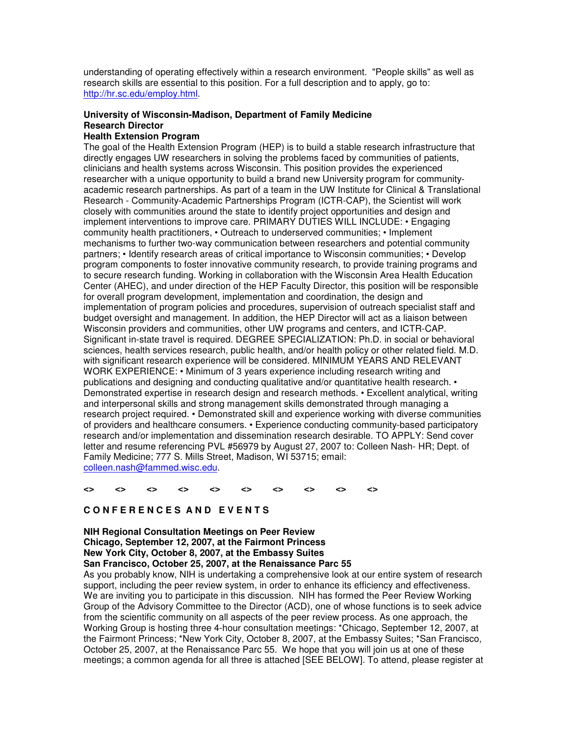understanding of operating effectively within a research environment. "People skills" as well as research skills are essential to this position. For a full description and to apply, go to: http://hr.sc.edu/employ.html.

**University of Wisconsin-Madison, Department of Family Medicine**
**Research Director**
**Health Extension Program**

The goal of the Health Extension Program (HEP) is to build a stable research infrastructure that directly engages UW researchers in solving the problems faced by communities of patients, clinicians and health systems across Wisconsin. This position provides the experienced researcher with a unique opportunity to build a brand new University program for community-academic research partnerships. As part of a team in the UW Institute for Clinical & Translational Research - Community-Academic Partnerships Program (ICTR-CAP), the Scientist will work closely with communities around the state to identify project opportunities and design and implement interventions to improve care. PRIMARY DUTIES WILL INCLUDE: • Engaging community health practitioners, • Outreach to underserved communities; • Implement mechanisms to further two-way communication between researchers and potential community partners; • Identify research areas of critical importance to Wisconsin communities; • Develop program components to foster innovative community research, to provide training programs and to secure research funding. Working in collaboration with the Wisconsin Area Health Education Center (AHEC), and under direction of the HEP Faculty Director, this position will be responsible for overall program development, implementation and coordination, the design and implementation of program policies and procedures, supervision of outreach specialist staff and budget oversight and management. In addition, the HEP Director will act as a liaison between Wisconsin providers and communities, other UW programs and centers, and ICTR-CAP. Significant in-state travel is required. DEGREE SPECIALIZATION: Ph.D. in social or behavioral sciences, health services research, public health, and/or health policy or other related field. M.D. with significant research experience will be considered. MINIMUM YEARS AND RELEVANT WORK EXPERIENCE: • Minimum of 3 years experience including research writing and publications and designing and conducting qualitative and/or quantitative health research. • Demonstrated expertise in research design and research methods. • Excellent analytical, writing and interpersonal skills and strong management skills demonstrated through managing a research project required. • Demonstrated skill and experience working with diverse communities of providers and healthcare consumers. • Experience conducting community-based participatory research and/or implementation and dissemination research desirable. TO APPLY: Send cover letter and resume referencing PVL #56979 by August 27, 2007 to: Colleen Nash- HR; Dept. of Family Medicine; 777 S. Mills Street, Madison, WI 53715; email: colleen.nash@fammed.wisc.edu.

**<> <> <> <> <> <> <> <> <> <>**

## C O N F E R E N C E S A N D E V E N T S

**NIH Regional Consultation Meetings on Peer Review**
**Chicago, September 12, 2007, at the Fairmont Princess**
**New York City, October 8, 2007, at the Embassy Suites**
**San Francisco, October 25, 2007, at the Renaissance Parc 55**

As you probably know, NIH is undertaking a comprehensive look at our entire system of research support, including the peer review system, in order to enhance its efficiency and effectiveness. We are inviting you to participate in this discussion. NIH has formed the Peer Review Working Group of the Advisory Committee to the Director (ACD), one of whose functions is to seek advice from the scientific community on all aspects of the peer review process. As one approach, the Working Group is hosting three 4-hour consultation meetings: *Chicago, September 12, 2007, at the Fairmont Princess; *New York City, October 8, 2007, at the Embassy Suites; *San Francisco, October 25, 2007, at the Renaissance Parc 55. We hope that you will join us at one of these meetings; a common agenda for all three is attached [SEE BELOW]. To attend, please register at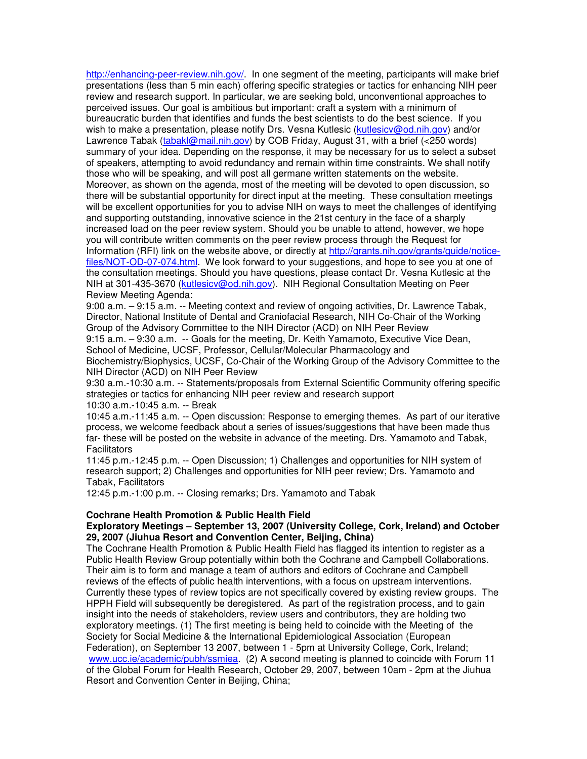http://enhancing-peer-review.nih.gov/. In one segment of the meeting, participants will make brief presentations (less than 5 min each) offering specific strategies or tactics for enhancing NIH peer review and research support. In particular, we are seeking bold, unconventional approaches to perceived issues. Our goal is ambitious but important: craft a system with a minimum of bureaucratic burden that identifies and funds the best scientists to do the best science. If you wish to make a presentation, please notify Drs. Vesna Kutlesic (kutlesicv@od.nih.gov) and/or Lawrence Tabak (tabakl@mail.nih.gov) by COB Friday, August 31, with a brief (<250 words) summary of your idea. Depending on the response, it may be necessary for us to select a subset of speakers, attempting to avoid redundancy and remain within time constraints. We shall notify those who will be speaking, and will post all germane written statements on the website. Moreover, as shown on the agenda, most of the meeting will be devoted to open discussion, so there will be substantial opportunity for direct input at the meeting. These consultation meetings will be excellent opportunities for you to advise NIH on ways to meet the challenges of identifying and supporting outstanding, innovative science in the 21st century in the face of a sharply increased load on the peer review system. Should you be unable to attend, however, we hope you will contribute written comments on the peer review process through the Request for Information (RFI) link on the website above, or directly at http://grants.nih.gov/grants/guide/notice-files/NOT-OD-07-074.html. We look forward to your suggestions, and hope to see you at one of the consultation meetings. Should you have questions, please contact Dr. Vesna Kutlesic at the NIH at 301-435-3670 (kutlesicv@od.nih.gov). NIH Regional Consultation Meeting on Peer Review Meeting Agenda:

9:00 a.m. – 9:15 a.m. -- Meeting context and review of ongoing activities, Dr. Lawrence Tabak, Director, National Institute of Dental and Craniofacial Research, NIH Co-Chair of the Working Group of the Advisory Committee to the NIH Director (ACD) on NIH Peer Review

9:15 a.m. – 9:30 a.m. -- Goals for the meeting, Dr. Keith Yamamoto, Executive Vice Dean, School of Medicine, UCSF, Professor, Cellular/Molecular Pharmacology and Biochemistry/Biophysics, UCSF, Co-Chair of the Working Group of the Advisory Committee to the NIH Director (ACD) on NIH Peer Review

9:30 a.m.-10:30 a.m. -- Statements/proposals from External Scientific Community offering specific strategies or tactics for enhancing NIH peer review and research support

10:30 a.m.-10:45 a.m. -- Break

10:45 a.m.-11:45 a.m. -- Open discussion: Response to emerging themes. As part of our iterative process, we welcome feedback about a series of issues/suggestions that have been made thus far- these will be posted on the website in advance of the meeting. Drs. Yamamoto and Tabak, Facilitators

11:45 p.m.-12:45 p.m. -- Open Discussion; 1) Challenges and opportunities for NIH system of research support; 2) Challenges and opportunities for NIH peer review; Drs. Yamamoto and Tabak, Facilitators

12:45 p.m.-1:00 p.m. -- Closing remarks; Drs. Yamamoto and Tabak

**Cochrane Health Promotion & Public Health Field**

**Exploratory Meetings – September 13, 2007 (University College, Cork, Ireland) and October 29, 2007 (Jiuhua Resort and Convention Center, Beijing, China)**

The Cochrane Health Promotion & Public Health Field has flagged its intention to register as a Public Health Review Group potentially within both the Cochrane and Campbell Collaborations. Their aim is to form and manage a team of authors and editors of Cochrane and Campbell reviews of the effects of public health interventions, with a focus on upstream interventions. Currently these types of review topics are not specifically covered by existing review groups. The HPPH Field will subsequently be deregistered. As part of the registration process, and to gain insight into the needs of stakeholders, review users and contributors, they are holding two exploratory meetings. (1) The first meeting is being held to coincide with the Meeting of the Society for Social Medicine & the International Epidemiological Association (European Federation), on September 13 2007, between 1 - 5pm at University College, Cork, Ireland; www.ucc.ie/academic/pubh/ssmiea. (2) A second meeting is planned to coincide with Forum 11 of the Global Forum for Health Research, October 29, 2007, between 10am - 2pm at the Jiuhua Resort and Convention Center in Beijing, China;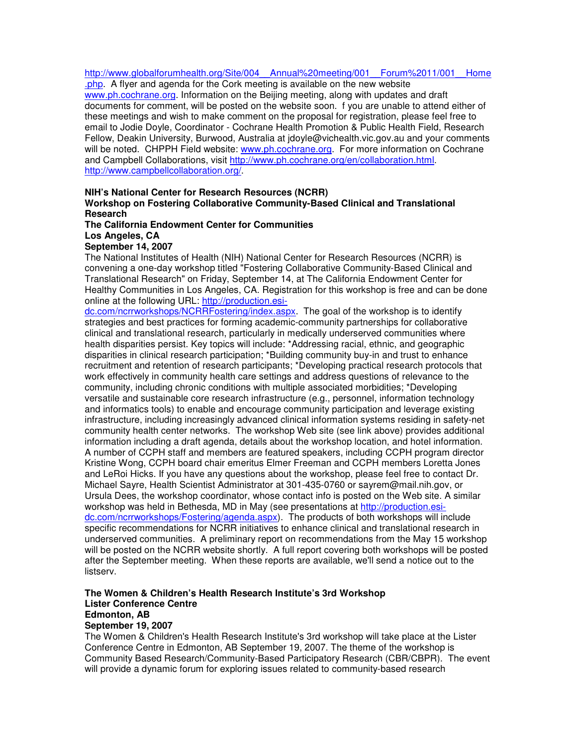http://www.globalforumhealth.org/Site/004__Annual%20meeting/001__Forum%2011/001__Home.php. A flyer and agenda for the Cork meeting is available on the new website www.ph.cochrane.org. Information on the Beijing meeting, along with updates and draft documents for comment, will be posted on the website soon. f you are unable to attend either of these meetings and wish to make comment on the proposal for registration, please feel free to email to Jodie Doyle, Coordinator - Cochrane Health Promotion & Public Health Field, Research Fellow, Deakin University, Burwood, Australia at jdoyle@vichealth.vic.gov.au and your comments will be noted. CHPPH Field website: www.ph.cochrane.org. For more information on Cochrane and Campbell Collaborations, visit http://www.ph.cochrane.org/en/collaboration.html. http://www.campbellcollaboration.org/.

**NIH's National Center for Research Resources (NCRR)**
**Workshop on Fostering Collaborative Community-Based Clinical and Translational Research**
**The California Endowment Center for Communities**
**Los Angeles, CA**
**September 14, 2007**

The National Institutes of Health (NIH) National Center for Research Resources (NCRR) is convening a one-day workshop titled "Fostering Collaborative Community-Based Clinical and Translational Research" on Friday, September 14, at The California Endowment Center for Healthy Communities in Los Angeles, CA. Registration for this workshop is free and can be done online at the following URL: http://production.esi-dc.com/ncrrworkshops/NCRRFostering/index.aspx. The goal of the workshop is to identify strategies and best practices for forming academic-community partnerships for collaborative clinical and translational research, particularly in medically underserved communities where health disparities persist. Key topics will include: *Addressing racial, ethnic, and geographic disparities in clinical research participation; *Building community buy-in and trust to enhance recruitment and retention of research participants; *Developing practical research protocols that work effectively in community health care settings and address questions of relevance to the community, including chronic conditions with multiple associated morbidities; *Developing versatile and sustainable core research infrastructure (e.g., personnel, information technology and informatics tools) to enable and encourage community participation and leverage existing infrastructure, including increasingly advanced clinical information systems residing in safety-net community health center networks. The workshop Web site (see link above) provides additional information including a draft agenda, details about the workshop location, and hotel information. A number of CCPH staff and members are featured speakers, including CCPH program director Kristine Wong, CCPH board chair emeritus Elmer Freeman and CCPH members Loretta Jones and LeRoi Hicks. If you have any questions about the workshop, please feel free to contact Dr. Michael Sayre, Health Scientist Administrator at 301-435-0760 or sayrem@mail.nih.gov, or Ursula Dees, the workshop coordinator, whose contact info is posted on the Web site. A similar workshop was held in Bethesda, MD in May (see presentations at http://production.esi-dc.com/ncrrworkshops/Fostering/agenda.aspx). The products of both workshops will include specific recommendations for NCRR initiatives to enhance clinical and translational research in underserved communities. A preliminary report on recommendations from the May 15 workshop will be posted on the NCRR website shortly. A full report covering both workshops will be posted after the September meeting. When these reports are available, we'll send a notice out to the listserv.

**The Women & Children's Health Research Institute's 3rd Workshop**
**Lister Conference Centre**
**Edmonton, AB**
**September 19, 2007**

The Women & Children's Health Research Institute's 3rd workshop will take place at the Lister Conference Centre in Edmonton, AB September 19, 2007. The theme of the workshop is Community Based Research/Community-Based Participatory Research (CBR/CBPR). The event will provide a dynamic forum for exploring issues related to community-based research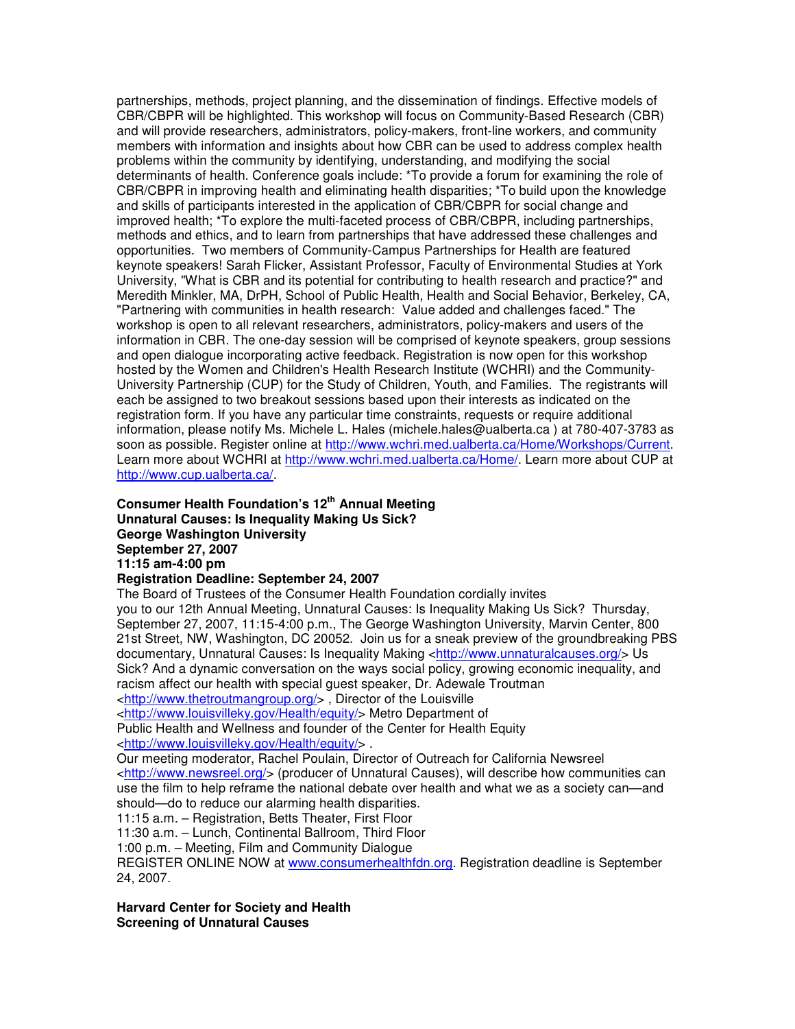partnerships, methods, project planning, and the dissemination of findings. Effective models of CBR/CBPR will be highlighted. This workshop will focus on Community-Based Research (CBR) and will provide researchers, administrators, policy-makers, front-line workers, and community members with information and insights about how CBR can be used to address complex health problems within the community by identifying, understanding, and modifying the social determinants of health. Conference goals include: *To provide a forum for examining the role of CBR/CBPR in improving health and eliminating health disparities; *To build upon the knowledge and skills of participants interested in the application of CBR/CBPR for social change and improved health; *To explore the multi-faceted process of CBR/CBPR, including partnerships, methods and ethics, and to learn from partnerships that have addressed these challenges and opportunities. Two members of Community-Campus Partnerships for Health are featured keynote speakers! Sarah Flicker, Assistant Professor, Faculty of Environmental Studies at York University, "What is CBR and its potential for contributing to health research and practice?" and Meredith Minkler, MA, DrPH, School of Public Health, Health and Social Behavior, Berkeley, CA, "Partnering with communities in health research: Value added and challenges faced." The workshop is open to all relevant researchers, administrators, policy-makers and users of the information in CBR. The one-day session will be comprised of keynote speakers, group sessions and open dialogue incorporating active feedback. Registration is now open for this workshop hosted by the Women and Children's Health Research Institute (WCHRI) and the Community-University Partnership (CUP) for the Study of Children, Youth, and Families. The registrants will each be assigned to two breakout sessions based upon their interests as indicated on the registration form. If you have any particular time constraints, requests or require additional information, please notify Ms. Michele L. Hales (michele.hales@ualberta.ca ) at 780-407-3783 as soon as possible. Register online at http://www.wchri.med.ualberta.ca/Home/Workshops/Current. Learn more about WCHRI at http://www.wchri.med.ualberta.ca/Home/. Learn more about CUP at http://www.cup.ualberta.ca/.

**Consumer Health Foundation's 12th Annual Meeting**
**Unnatural Causes: Is Inequality Making Us Sick?**
**George Washington University**
**September 27, 2007**
**11:15 am-4:00 pm**
**Registration Deadline: September 24, 2007**

The Board of Trustees of the Consumer Health Foundation cordially invites you to our 12th Annual Meeting, Unnatural Causes: Is Inequality Making Us Sick? Thursday, September 27, 2007, 11:15-4:00 p.m., The George Washington University, Marvin Center, 800 21st Street, NW, Washington, DC 20052. Join us for a sneak preview of the groundbreaking PBS documentary, Unnatural Causes: Is Inequality Making <http://www.unnaturalcauses.org/> Us Sick? And a dynamic conversation on the ways social policy, growing economic inequality, and racism affect our health with special guest speaker, Dr. Adewale Troutman <http://www.thetroutmangroup.org/> , Director of the Louisville <http://www.louisvilleky.gov/Health/equity/> Metro Department of Public Health and Wellness and founder of the Center for Health Equity <http://www.louisvilleky.gov/Health/equity/> .

Our meeting moderator, Rachel Poulain, Director of Outreach for California Newsreel <http://www.newsreel.org/> (producer of Unnatural Causes), will describe how communities can use the film to help reframe the national debate over health and what we as a society can—and should—do to reduce our alarming health disparities.

11:15 a.m. – Registration, Betts Theater, First Floor
11:30 a.m. – Lunch, Continental Ballroom, Third Floor
1:00 p.m. – Meeting, Film and Community Dialogue

REGISTER ONLINE NOW at www.consumerhealthfdn.org. Registration deadline is September 24, 2007.

**Harvard Center for Society and Health**
**Screening of Unnatural Causes**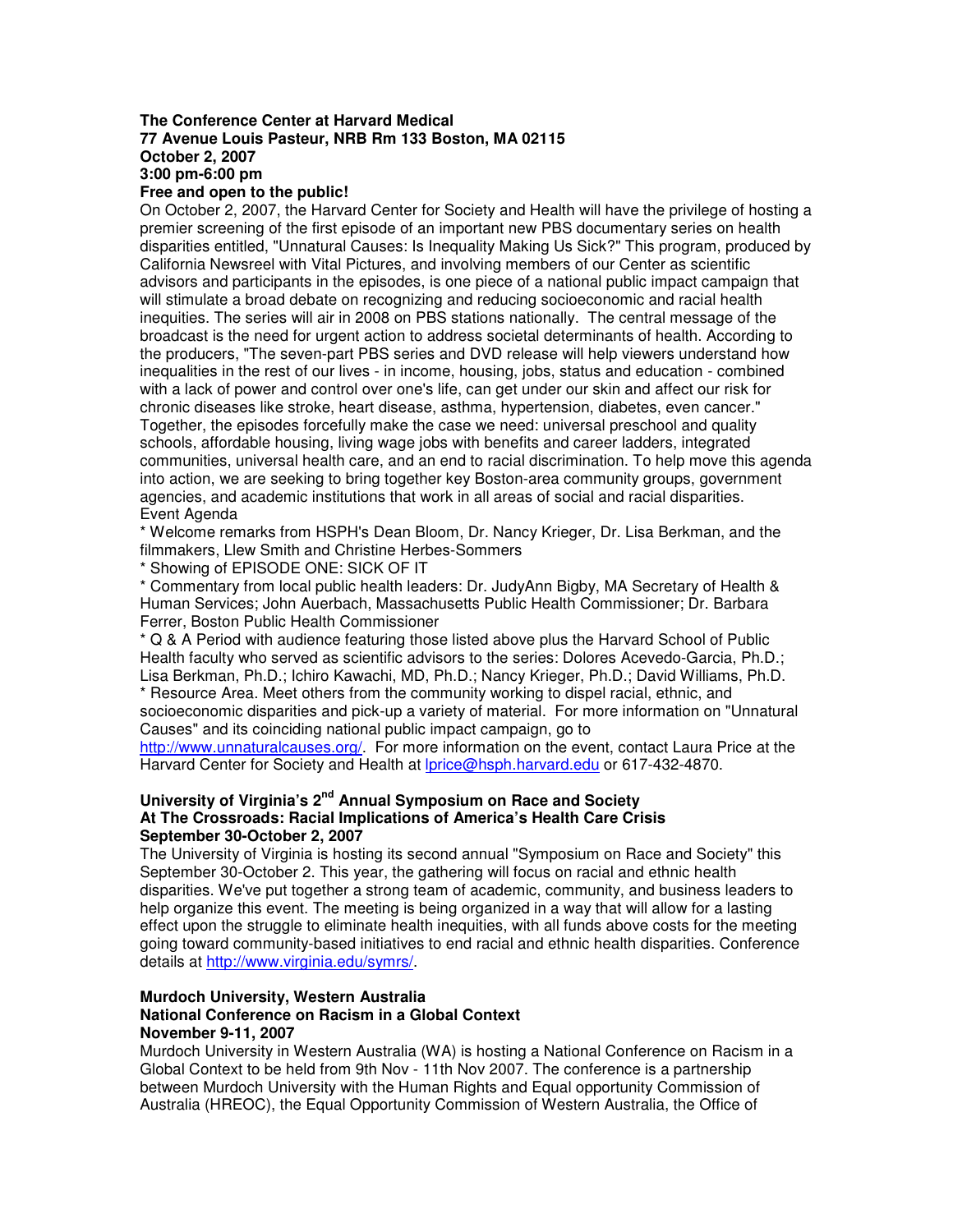**The Conference Center at Harvard Medical**
**77 Avenue Louis Pasteur, NRB Rm 133 Boston, MA 02115**
**October 2, 2007**
**3:00 pm-6:00 pm**
**Free and open to the public!**

On October 2, 2007, the Harvard Center for Society and Health will have the privilege of hosting a premier screening of the first episode of an important new PBS documentary series on health disparities entitled, "Unnatural Causes: Is Inequality Making Us Sick?" This program, produced by California Newsreel with Vital Pictures, and involving members of our Center as scientific advisors and participants in the episodes, is one piece of a national public impact campaign that will stimulate a broad debate on recognizing and reducing socioeconomic and racial health inequities. The series will air in 2008 on PBS stations nationally. The central message of the broadcast is the need for urgent action to address societal determinants of health. According to the producers, "The seven-part PBS series and DVD release will help viewers understand how inequalities in the rest of our lives - in income, housing, jobs, status and education - combined with a lack of power and control over one's life, can get under our skin and affect our risk for chronic diseases like stroke, heart disease, asthma, hypertension, diabetes, even cancer." Together, the episodes forcefully make the case we need: universal preschool and quality schools, affordable housing, living wage jobs with benefits and career ladders, integrated communities, universal health care, and an end to racial discrimination. To help move this agenda into action, we are seeking to bring together key Boston-area community groups, government agencies, and academic institutions that work in all areas of social and racial disparities.

Event Agenda

* Welcome remarks from HSPH's Dean Bloom, Dr. Nancy Krieger, Dr. Lisa Berkman, and the filmmakers, Llew Smith and Christine Herbes-Sommers
* Showing of EPISODE ONE: SICK OF IT
* Commentary from local public health leaders: Dr. JudyAnn Bigby, MA Secretary of Health & Human Services; John Auerbach, Massachusetts Public Health Commissioner; Dr. Barbara Ferrer, Boston Public Health Commissioner
* Q & A Period with audience featuring those listed above plus the Harvard School of Public Health faculty who served as scientific advisors to the series: Dolores Acevedo-Garcia, Ph.D.; Lisa Berkman, Ph.D.; Ichiro Kawachi, MD, Ph.D.; Nancy Krieger, Ph.D.; David Williams, Ph.D.
* Resource Area. Meet others from the community working to dispel racial, ethnic, and socioeconomic disparities and pick-up a variety of material. For more information on "Unnatural Causes" and its coinciding national public impact campaign, go to http://www.unnaturalcauses.org/. For more information on the event, contact Laura Price at the Harvard Center for Society and Health at lprice@hsph.harvard.edu or 617-432-4870.

**University of Virginia's 2nd Annual Symposium on Race and Society**
**At The Crossroads: Racial Implications of America's Health Care Crisis**
**September 30-October 2, 2007**

The University of Virginia is hosting its second annual "Symposium on Race and Society" this September 30-October 2. This year, the gathering will focus on racial and ethnic health disparities. We've put together a strong team of academic, community, and business leaders to help organize this event. The meeting is being organized in a way that will allow for a lasting effect upon the struggle to eliminate health inequities, with all funds above costs for the meeting going toward community-based initiatives to end racial and ethnic health disparities. Conference details at http://www.virginia.edu/symrs/.

**Murdoch University, Western Australia**
**National Conference on Racism in a Global Context**
**November 9-11, 2007**

Murdoch University in Western Australia (WA) is hosting a National Conference on Racism in a Global Context to be held from 9th Nov - 11th Nov 2007. The conference is a partnership between Murdoch University with the Human Rights and Equal opportunity Commission of Australia (HREOC), the Equal Opportunity Commission of Western Australia, the Office of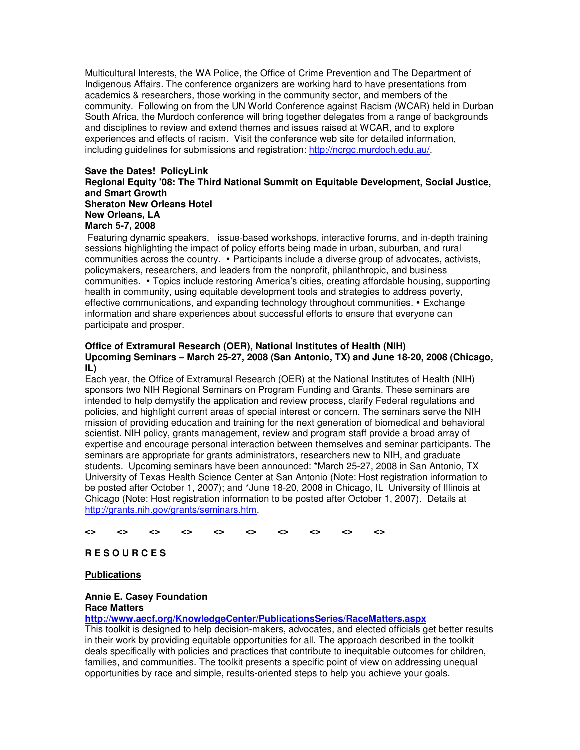Multicultural Interests, the WA Police, the Office of Crime Prevention and The Department of Indigenous Affairs. The conference organizers are working hard to have presentations from academics & researchers, those working in the community sector, and members of the community. Following on from the UN World Conference against Racism (WCAR) held in Durban South Africa, the Murdoch conference will bring together delegates from a range of backgrounds and disciplines to review and extend themes and issues raised at WCAR, and to explore experiences and effects of racism. Visit the conference web site for detailed information, including guidelines for submissions and registration: http://ncrgc.murdoch.edu.au/.

**Save the Dates! PolicyLink**
**Regional Equity '08: The Third National Summit on Equitable Development, Social Justice, and Smart Growth**
**Sheraton New Orleans Hotel**
**New Orleans, LA**
**March 5-7, 2008**

Featuring dynamic speakers, issue-based workshops, interactive forums, and in-depth training sessions highlighting the impact of policy efforts being made in urban, suburban, and rural communities across the country. • Participants include a diverse group of advocates, activists, policymakers, researchers, and leaders from the nonprofit, philanthropic, and business communities. • Topics include restoring America's cities, creating affordable housing, supporting health in community, using equitable development tools and strategies to address poverty, effective communications, and expanding technology throughout communities. • Exchange information and share experiences about successful efforts to ensure that everyone can participate and prosper.

**Office of Extramural Research (OER), National Institutes of Health (NIH)**
**Upcoming Seminars – March 25-27, 2008 (San Antonio, TX) and June 18-20, 2008 (Chicago, IL)**

Each year, the Office of Extramural Research (OER) at the National Institutes of Health (NIH) sponsors two NIH Regional Seminars on Program Funding and Grants. These seminars are intended to help demystify the application and review process, clarify Federal regulations and policies, and highlight current areas of special interest or concern. The seminars serve the NIH mission of providing education and training for the next generation of biomedical and behavioral scientist. NIH policy, grants management, review and program staff provide a broad array of expertise and encourage personal interaction between themselves and seminar participants. The seminars are appropriate for grants administrators, researchers new to NIH, and graduate students. Upcoming seminars have been announced: *March 25-27, 2008 in San Antonio, TX University of Texas Health Science Center at San Antonio (Note: Host registration information to be posted after October 1, 2007); and *June 18-20, 2008 in Chicago, IL University of Illinois at Chicago (Note: Host registration information to be posted after October 1, 2007). Details at http://grants.nih.gov/grants/seminars.htm.

**<> <> <> <> <> <> <> <> <> <>**

## R E S O U R C E S

### Publications

**Annie E. Casey Foundation**
**Race Matters**
**http://www.aecf.org/KnowledgeCenter/PublicationsSeries/RaceMatters.aspx**

This toolkit is designed to help decision-makers, advocates, and elected officials get better results in their work by providing equitable opportunities for all. The approach described in the toolkit deals specifically with policies and practices that contribute to inequitable outcomes for children, families, and communities. The toolkit presents a specific point of view on addressing unequal opportunities by race and simple, results-oriented steps to help you achieve your goals.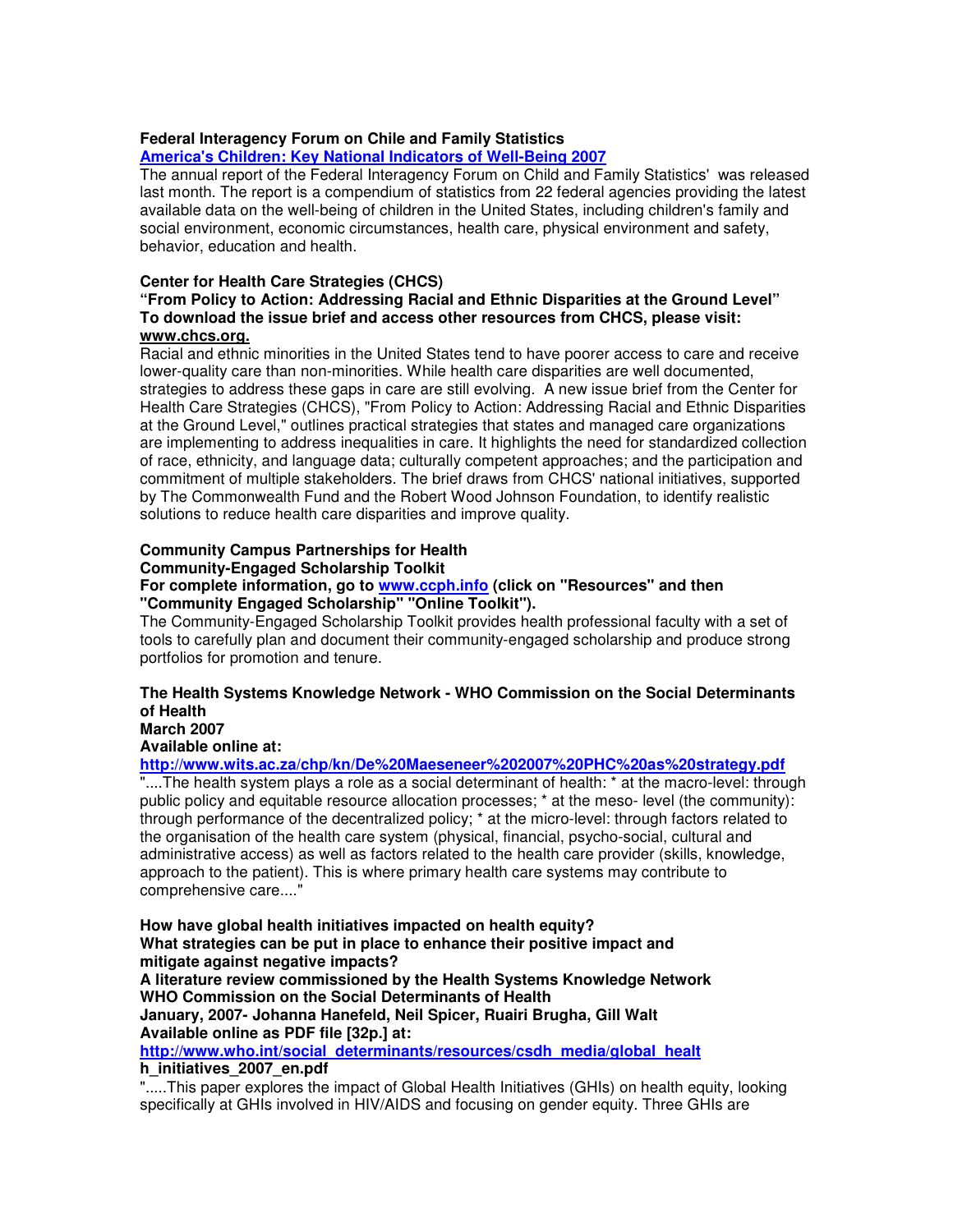**Federal Interagency Forum on Chile and Family Statistics**
**America's Children: Key National Indicators of Well-Being 2007**
The annual report of the Federal Interagency Forum on Child and Family Statistics' was released last month. The report is a compendium of statistics from 22 federal agencies providing the latest available data on the well-being of children in the United States, including children's family and social environment, economic circumstances, health care, physical environment and safety, behavior, education and health.

**Center for Health Care Strategies (CHCS)**
**"From Policy to Action: Addressing Racial and Ethnic Disparities at the Ground Level"**
**To download the issue brief and access other resources from CHCS, please visit: www.chcs.org.**
Racial and ethnic minorities in the United States tend to have poorer access to care and receive lower-quality care than non-minorities. While health care disparities are well documented, strategies to address these gaps in care are still evolving. A new issue brief from the Center for Health Care Strategies (CHCS), "From Policy to Action: Addressing Racial and Ethnic Disparities at the Ground Level," outlines practical strategies that states and managed care organizations are implementing to address inequalities in care. It highlights the need for standardized collection of race, ethnicity, and language data; culturally competent approaches; and the participation and commitment of multiple stakeholders. The brief draws from CHCS' national initiatives, supported by The Commonwealth Fund and the Robert Wood Johnson Foundation, to identify realistic solutions to reduce health care disparities and improve quality.

**Community Campus Partnerships for Health**
**Community-Engaged Scholarship Toolkit**
**For complete information, go to www.ccph.info (click on "Resources" and then "Community Engaged Scholarship" "Online Toolkit").**
The Community-Engaged Scholarship Toolkit provides health professional faculty with a set of tools to carefully plan and document their community-engaged scholarship and produce strong portfolios for promotion and tenure.

**The Health Systems Knowledge Network - WHO Commission on the Social Determinants of Health**
**March 2007**
**Available online at:**
**http://www.wits.ac.za/chp/kn/De%20Maeseneer%202007%20PHC%20as%20strategy.pdf**
"....The health system plays a role as a social determinant of health: * at the macro-level: through public policy and equitable resource allocation processes; * at the meso- level (the community): through performance of the decentralized policy; * at the micro-level: through factors related to the organisation of the health care system (physical, financial, psycho-social, cultural and administrative access) as well as factors related to the health care provider (skills, knowledge, approach to the patient). This is where primary health care systems may contribute to comprehensive care...."

**How have global health initiatives impacted on health equity?**
**What strategies can be put in place to enhance their positive impact and mitigate against negative impacts?**
**A literature review commissioned by the Health Systems Knowledge Network**
**WHO Commission on the Social Determinants of Health**
**January, 2007- Johanna Hanefeld, Neil Spicer, Ruairi Brugha, Gill Walt**
**Available online as PDF file [32p.] at:**
**http://www.who.int/social_determinants/resources/csdh_media/global_health_initiatives_2007_en.pdf**
".....This paper explores the impact of Global Health Initiatives (GHIs) on health equity, looking specifically at GHIs involved in HIV/AIDS and focusing on gender equity. Three GHIs are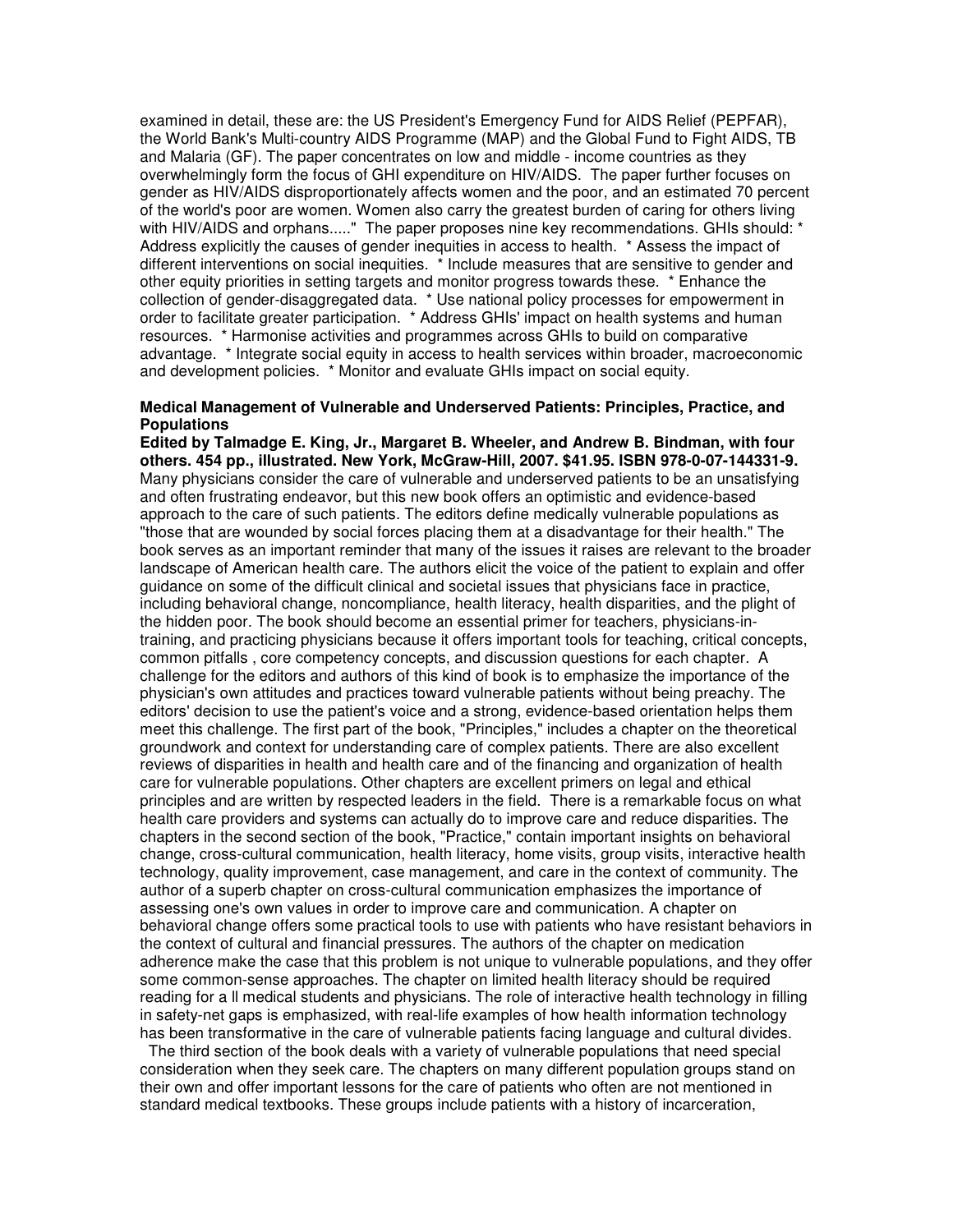examined in detail, these are: the US President's Emergency Fund for AIDS Relief (PEPFAR), the World Bank's Multi-country AIDS Programme (MAP) and the Global Fund to Fight AIDS, TB and Malaria (GF). The paper concentrates on low and middle - income countries as they overwhelmingly form the focus of GHI expenditure on HIV/AIDS. The paper further focuses on gender as HIV/AIDS disproportionately affects women and the poor, and an estimated 70 percent of the world's poor are women. Women also carry the greatest burden of caring for others living with HIV/AIDS and orphans....." The paper proposes nine key recommendations. GHIs should: * Address explicitly the causes of gender inequities in access to health. * Assess the impact of different interventions on social inequities. * Include measures that are sensitive to gender and other equity priorities in setting targets and monitor progress towards these. * Enhance the collection of gender-disaggregated data. * Use national policy processes for empowerment in order to facilitate greater participation. * Address GHIs' impact on health systems and human resources. * Harmonise activities and programmes across GHIs to build on comparative advantage. * Integrate social equity in access to health services within broader, macroeconomic and development policies. * Monitor and evaluate GHIs impact on social equity.

**Medical Management of Vulnerable and Underserved Patients: Principles, Practice, and Populations**

**Edited by Talmadge E. King, Jr., Margaret B. Wheeler, and Andrew B. Bindman, with four others. 454 pp., illustrated. New York, McGraw-Hill, 2007. $41.95. ISBN 978-0-07-144331-9.**
Many physicians consider the care of vulnerable and underserved patients to be an unsatisfying and often frustrating endeavor, but this new book offers an optimistic and evidence-based approach to the care of such patients. The editors define medically vulnerable populations as "those that are wounded by social forces placing them at a disadvantage for their health." The book serves as an important reminder that many of the issues it raises are relevant to the broader landscape of American health care. The authors elicit the voice of the patient to explain and offer guidance on some of the difficult clinical and societal issues that physicians face in practice, including behavioral change, noncompliance, health literacy, health disparities, and the plight of the hidden poor. The book should become an essential primer for teachers, physicians-in-training, and practicing physicians because it offers important tools for teaching, critical concepts, common pitfalls , core competency concepts, and discussion questions for each chapter. A challenge for the editors and authors of this kind of book is to emphasize the importance of the physician's own attitudes and practices toward vulnerable patients without being preachy. The editors' decision to use the patient's voice and a strong, evidence-based orientation helps them meet this challenge. The first part of the book, "Principles," includes a chapter on the theoretical groundwork and context for understanding care of complex patients. There are also excellent reviews of disparities in health and health care and of the financing and organization of health care for vulnerable populations. Other chapters are excellent primers on legal and ethical principles and are written by respected leaders in the field. There is a remarkable focus on what health care providers and systems can actually do to improve care and reduce disparities. The chapters in the second section of the book, "Practice," contain important insights on behavioral change, cross-cultural communication, health literacy, home visits, group visits, interactive health technology, quality improvement, case management, and care in the context of community. The author of a superb chapter on cross-cultural communication emphasizes the importance of assessing one's own values in order to improve care and communication. A chapter on behavioral change offers some practical tools to use with patients who have resistant behaviors in the context of cultural and financial pressures. The authors of the chapter on medication adherence make the case that this problem is not unique to vulnerable populations, and they offer some common-sense approaches. The chapter on limited health literacy should be required reading for a ll medical students and physicians. The role of interactive health technology in filling in safety-net gaps is emphasized, with real-life examples of how health information technology has been transformative in the care of vulnerable patients facing language and cultural divides.

The third section of the book deals with a variety of vulnerable populations that need special consideration when they seek care. The chapters on many different population groups stand on their own and offer important lessons for the care of patients who often are not mentioned in standard medical textbooks. These groups include patients with a history of incarceration,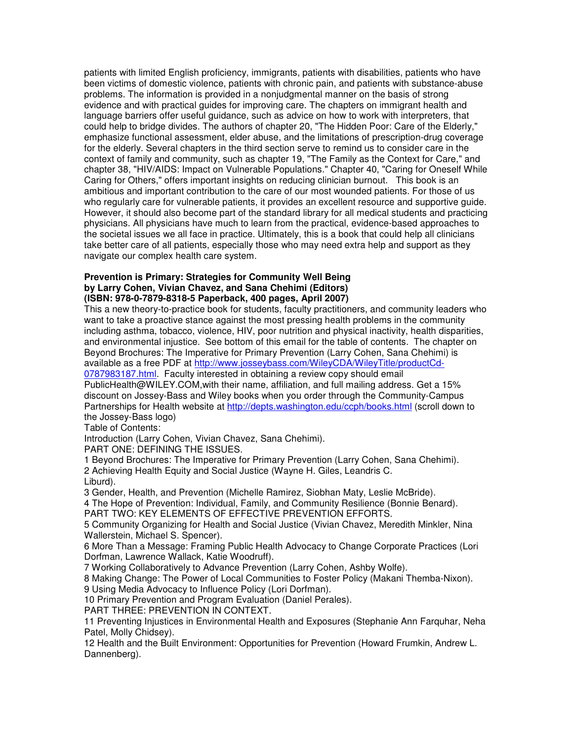patients with limited English proficiency, immigrants, patients with disabilities, patients who have been victims of domestic violence, patients with chronic pain, and patients with substance-abuse problems. The information is provided in a nonjudgmental manner on the basis of strong evidence and with practical guides for improving care. The chapters on immigrant health and language barriers offer useful guidance, such as advice on how to work with interpreters, that could help to bridge divides. The authors of chapter 20, "The Hidden Poor: Care of the Elderly," emphasize functional assessment, elder abuse, and the limitations of prescription-drug coverage for the elderly. Several chapters in the third section serve to remind us to consider care in the context of family and community, such as chapter 19, "The Family as the Context for Care," and chapter 38, "HIV/AIDS: Impact on Vulnerable Populations." Chapter 40, "Caring for Oneself While Caring for Others," offers important insights on reducing clinician burnout. This book is an ambitious and important contribution to the care of our most wounded patients. For those of us who regularly care for vulnerable patients, it provides an excellent resource and supportive guide. However, it should also become part of the standard library for all medical students and practicing physicians. All physicians have much to learn from the practical, evidence-based approaches to the societal issues we all face in practice. Ultimately, this is a book that could help all clinicians take better care of all patients, especially those who may need extra help and support as they navigate our complex health care system.

**Prevention is Primary: Strategies for Community Well Being**
**by Larry Cohen, Vivian Chavez, and Sana Chehimi (Editors)**
**(ISBN: 978-0-7879-8318-5 Paperback, 400 pages, April 2007)**

This a new theory-to-practice book for students, faculty practitioners, and community leaders who want to take a proactive stance against the most pressing health problems in the community including asthma, tobacco, violence, HIV, poor nutrition and physical inactivity, health disparities, and environmental injustice. See bottom of this email for the table of contents. The chapter on Beyond Brochures: The Imperative for Primary Prevention (Larry Cohen, Sana Chehimi) is available as a free PDF at http://www.josseybass.com/WileyCDA/WileyTitle/productCd-0787983187.html. Faculty interested in obtaining a review copy should email PublicHealth@WILEY.COM,with their name, affiliation, and full mailing address. Get a 15% discount on Jossey-Bass and Wiley books when you order through the Community-Campus Partnerships for Health website at http://depts.washington.edu/ccph/books.html (scroll down to the Jossey-Bass logo)

Table of Contents:

Introduction (Larry Cohen, Vivian Chavez, Sana Chehimi).

PART ONE: DEFINING THE ISSUES.

1 Beyond Brochures: The Imperative for Primary Prevention (Larry Cohen, Sana Chehimi).

2 Achieving Health Equity and Social Justice (Wayne H. Giles, Leandris C. Liburd).

3 Gender, Health, and Prevention (Michelle Ramirez, Siobhan Maty, Leslie McBride).

4 The Hope of Prevention: Individual, Family, and Community Resilience (Bonnie Benard).

PART TWO: KEY ELEMENTS OF EFFECTIVE PREVENTION EFFORTS.

5 Community Organizing for Health and Social Justice (Vivian Chavez, Meredith Minkler, Nina Wallerstein, Michael S. Spencer).

6 More Than a Message: Framing Public Health Advocacy to Change Corporate Practices (Lori Dorfman, Lawrence Wallack, Katie Woodruff).

7 Working Collaboratively to Advance Prevention (Larry Cohen, Ashby Wolfe).

8 Making Change: The Power of Local Communities to Foster Policy (Makani Themba-Nixon).

9 Using Media Advocacy to Influence Policy (Lori Dorfman).

10 Primary Prevention and Program Evaluation (Daniel Perales).

PART THREE: PREVENTION IN CONTEXT.

11 Preventing Injustices in Environmental Health and Exposures (Stephanie Ann Farquhar, Neha Patel, Molly Chidsey).

12 Health and the Built Environment: Opportunities for Prevention (Howard Frumkin, Andrew L. Dannenberg).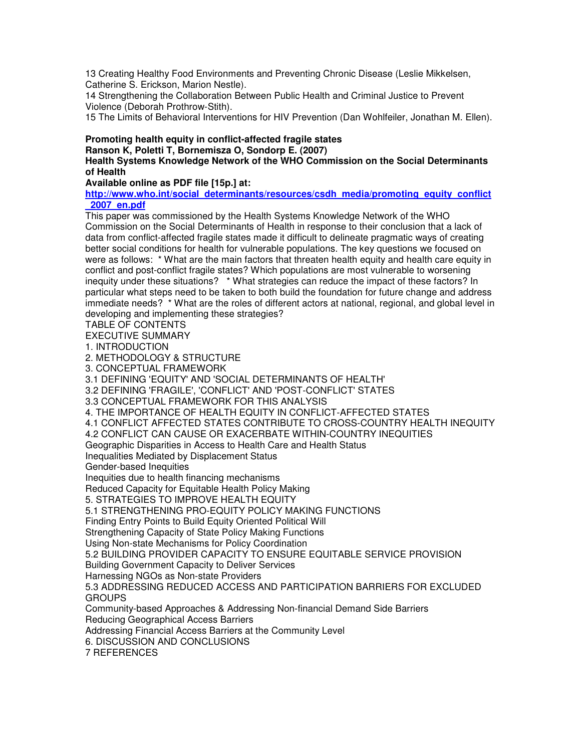13 Creating Healthy Food Environments and Preventing Chronic Disease (Leslie Mikkelsen, Catherine S. Erickson, Marion Nestle).
14 Strengthening the Collaboration Between Public Health and Criminal Justice to Prevent Violence (Deborah Prothrow-Stith).
15 The Limits of Behavioral Interventions for HIV Prevention (Dan Wohlfeiler, Jonathan M. Ellen).

**Promoting health equity in conflict-affected fragile states**
**Ranson K, Poletti T, Bornemisza O, Sondorp E. (2007)**
**Health Systems Knowledge Network of the WHO Commission on the Social Determinants of Health**
**Available online as PDF file [15p.] at:**
**http://www.who.int/social_determinants/resources/csdh_media/promoting_equity_conflict_2007_en.pdf**

This paper was commissioned by the Health Systems Knowledge Network of the WHO Commission on the Social Determinants of Health in response to their conclusion that a lack of data from conflict-affected fragile states made it difficult to delineate pragmatic ways of creating better social conditions for health for vulnerable populations. The key questions we focused on were as follows: * What are the main factors that threaten health equity and health care equity in conflict and post-conflict fragile states? Which populations are most vulnerable to worsening inequity under these situations? * What strategies can reduce the impact of these factors? In particular what steps need to be taken to both build the foundation for future change and address immediate needs? * What are the roles of different actors at national, regional, and global level in developing and implementing these strategies?

TABLE OF CONTENTS
EXECUTIVE SUMMARY
1. INTRODUCTION
2. METHODOLOGY & STRUCTURE
3. CONCEPTUAL FRAMEWORK
3.1 DEFINING 'EQUITY' AND 'SOCIAL DETERMINANTS OF HEALTH'
3.2 DEFINING 'FRAGILE', 'CONFLICT' AND 'POST-CONFLICT' STATES
3.3 CONCEPTUAL FRAMEWORK FOR THIS ANALYSIS
4. THE IMPORTANCE OF HEALTH EQUITY IN CONFLICT-AFFECTED STATES
4.1 CONFLICT AFFECTED STATES CONTRIBUTE TO CROSS-COUNTRY HEALTH INEQUITY
4.2 CONFLICT CAN CAUSE OR EXACERBATE WITHIN-COUNTRY INEQUITIES
Geographic Disparities in Access to Health Care and Health Status
Inequalities Mediated by Displacement Status
Gender-based Inequities
Inequities due to health financing mechanisms
Reduced Capacity for Equitable Health Policy Making
5. STRATEGIES TO IMPROVE HEALTH EQUITY
5.1 STRENGTHENING PRO-EQUITY POLICY MAKING FUNCTIONS
Finding Entry Points to Build Equity Oriented Political Will
Strengthening Capacity of State Policy Making Functions
Using Non-state Mechanisms for Policy Coordination
5.2 BUILDING PROVIDER CAPACITY TO ENSURE EQUITABLE SERVICE PROVISION
Building Government Capacity to Deliver Services
Harnessing NGOs as Non-state Providers
5.3 ADDRESSING REDUCED ACCESS AND PARTICIPATION BARRIERS FOR EXCLUDED GROUPS
Community-based Approaches & Addressing Non-financial Demand Side Barriers
Reducing Geographical Access Barriers
Addressing Financial Access Barriers at the Community Level
6. DISCUSSION AND CONCLUSIONS
7 REFERENCES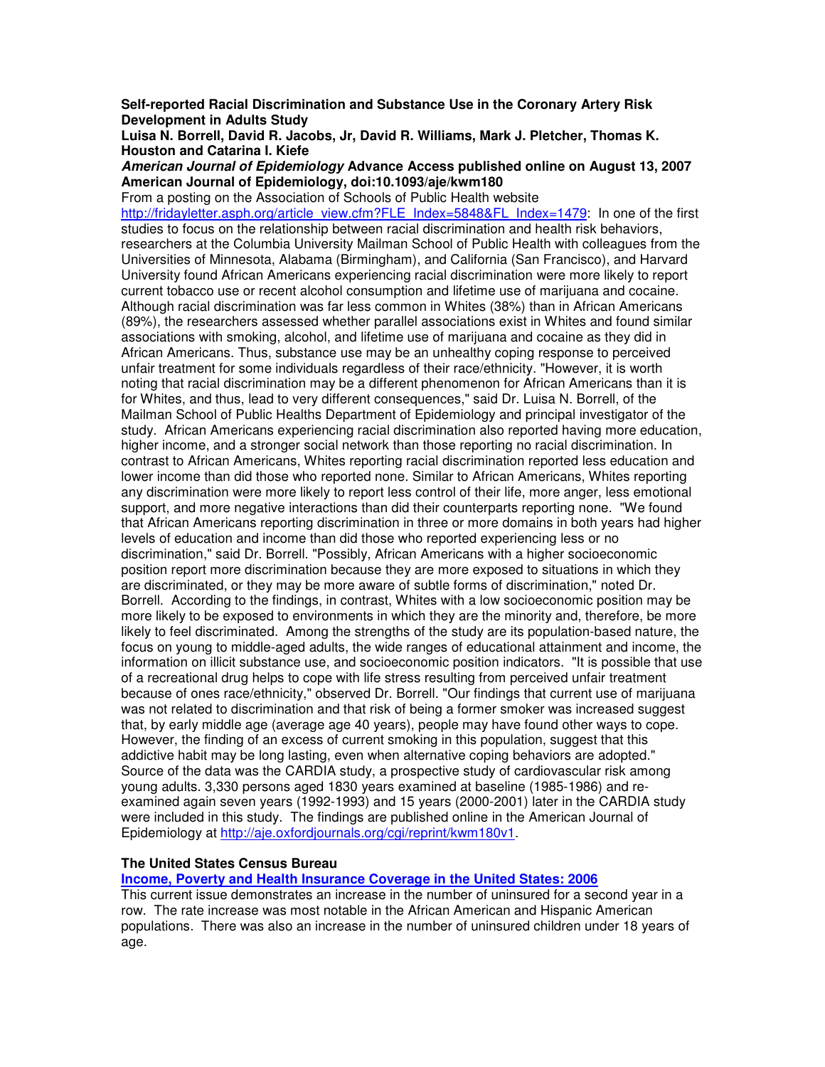**Self-reported Racial Discrimination and Substance Use in the Coronary Artery Risk Development in Adults Study**
**Luisa N. Borrell, David R. Jacobs, Jr, David R. Williams, Mark J. Pletcher, Thomas K. Houston and Catarina I. Kiefe**
***American Journal of Epidemiology* Advance Access published online on August 13, 2007**
**American Journal of Epidemiology, doi:10.1093/aje/kwm180**

From a posting on the Association of Schools of Public Health website http://fridayletter.asph.org/article_view.cfm?FLE_Index=5848&FL_Index=1479: In one of the first studies to focus on the relationship between racial discrimination and health risk behaviors, researchers at the Columbia University Mailman School of Public Health with colleagues from the Universities of Minnesota, Alabama (Birmingham), and California (San Francisco), and Harvard University found African Americans experiencing racial discrimination were more likely to report current tobacco use or recent alcohol consumption and lifetime use of marijuana and cocaine. Although racial discrimination was far less common in Whites (38%) than in African Americans (89%), the researchers assessed whether parallel associations exist in Whites and found similar associations with smoking, alcohol, and lifetime use of marijuana and cocaine as they did in African Americans. Thus, substance use may be an unhealthy coping response to perceived unfair treatment for some individuals regardless of their race/ethnicity. "However, it is worth noting that racial discrimination may be a different phenomenon for African Americans than it is for Whites, and thus, lead to very different consequences," said Dr. Luisa N. Borrell, of the Mailman School of Public Healths Department of Epidemiology and principal investigator of the study. African Americans experiencing racial discrimination also reported having more education, higher income, and a stronger social network than those reporting no racial discrimination. In contrast to African Americans, Whites reporting racial discrimination reported less education and lower income than did those who reported none. Similar to African Americans, Whites reporting any discrimination were more likely to report less control of their life, more anger, less emotional support, and more negative interactions than did their counterparts reporting none. "We found that African Americans reporting discrimination in three or more domains in both years had higher levels of education and income than did those who reported experiencing less or no discrimination," said Dr. Borrell. "Possibly, African Americans with a higher socioeconomic position report more discrimination because they are more exposed to situations in which they are discriminated, or they may be more aware of subtle forms of discrimination," noted Dr. Borrell. According to the findings, in contrast, Whites with a low socioeconomic position may be more likely to be exposed to environments in which they are the minority and, therefore, be more likely to feel discriminated. Among the strengths of the study are its population-based nature, the focus on young to middle-aged adults, the wide ranges of educational attainment and income, the information on illicit substance use, and socioeconomic position indicators. "It is possible that use of a recreational drug helps to cope with life stress resulting from perceived unfair treatment because of ones race/ethnicity," observed Dr. Borrell. "Our findings that current use of marijuana was not related to discrimination and that risk of being a former smoker was increased suggest that, by early middle age (average age 40 years), people may have found other ways to cope. However, the finding of an excess of current smoking in this population, suggest that this addictive habit may be long lasting, even when alternative coping behaviors are adopted." Source of the data was the CARDIA study, a prospective study of cardiovascular risk among young adults. 3,330 persons aged 1830 years examined at baseline (1985-1986) and re-examined again seven years (1992-1993) and 15 years (2000-2001) later in the CARDIA study were included in this study. The findings are published online in the American Journal of Epidemiology at http://aje.oxfordjournals.org/cgi/reprint/kwm180v1.

**The United States Census Bureau**
**Income, Poverty and Health Insurance Coverage in the United States: 2006**

This current issue demonstrates an increase in the number of uninsured for a second year in a row. The rate increase was most notable in the African American and Hispanic American populations. There was also an increase in the number of uninsured children under 18 years of age.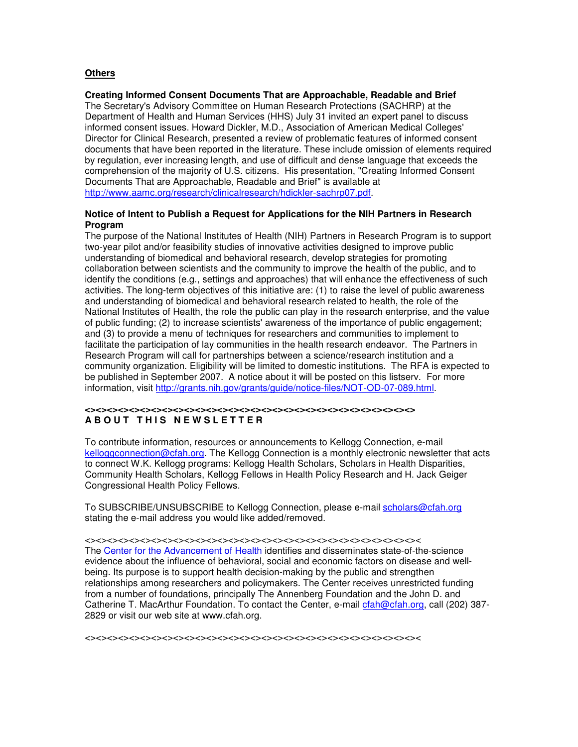**Others**

**Creating Informed Consent Documents That are Approachable, Readable and Brief**
The Secretary's Advisory Committee on Human Research Protections (SACHRP) at the Department of Health and Human Services (HHS) July 31 invited an expert panel to discuss informed consent issues. Howard Dickler, M.D., Association of American Medical Colleges' Director for Clinical Research, presented a review of problematic features of informed consent documents that have been reported in the literature. These include omission of elements required by regulation, ever increasing length, and use of difficult and dense language that exceeds the comprehension of the majority of U.S. citizens. His presentation, "Creating Informed Consent Documents That are Approachable, Readable and Brief" is available at http://www.aamc.org/research/clinicalresearch/hdickler-sachrp07.pdf.

**Notice of Intent to Publish a Request for Applications for the NIH Partners in Research Program**
The purpose of the National Institutes of Health (NIH) Partners in Research Program is to support two-year pilot and/or feasibility studies of innovative activities designed to improve public understanding of biomedical and behavioral research, develop strategies for promoting collaboration between scientists and the community to improve the health of the public, and to identify the conditions (e.g., settings and approaches) that will enhance the effectiveness of such activities. The long-term objectives of this initiative are: (1) to raise the level of public awareness and understanding of biomedical and behavioral research related to health, the role of the National Institutes of Health, the role the public can play in the research enterprise, and the value of public funding; (2) to increase scientists' awareness of the importance of public engagement; and (3) to provide a menu of techniques for researchers and communities to implement to facilitate the participation of lay communities in the health research endeavor. The Partners in Research Program will call for partnerships between a science/research institution and a community organization. Eligibility will be limited to domestic institutions. The RFA is expected to be published in September 2007. A notice about it will be posted on this listserv. For more information, visit http://grants.nih.gov/grants/guide/notice-files/NOT-OD-07-089.html.

**<><><><><><><><><><><><><><><><><><><><><><><><><><><><><><><><>**
**A B O U T T H I S N E W S L E T T E R**

To contribute information, resources or announcements to Kellogg Connection, e-mail kelloggconnection@cfah.org. The Kellogg Connection is a monthly electronic newsletter that acts to connect W.K. Kellogg programs: Kellogg Health Scholars, Scholars in Health Disparities, Community Health Scholars, Kellogg Fellows in Health Policy Research and H. Jack Geiger Congressional Health Policy Fellows.

To SUBSCRIBE/UNSUBSCRIBE to Kellogg Connection, please e-mail scholars@cfah.org stating the e-mail address you would like added/removed.

<><><><><><><><><><><><><><><><><><><><><><><><><><><><><><><><><><><><><><><><><><><><><><><><><><><><><><><><><><><><><><><><><><><><><><><><><><><><><><><<
The Center for the Advancement of Health identifies and disseminates state-of-the-science evidence about the influence of behavioral, social and economic factors on disease and well-being. Its purpose is to support health decision-making by the public and strengthen relationships among researchers and policymakers. The Center receives unrestricted funding from a number of foundations, principally The Annenberg Foundation and the John D. and Catherine T. MacArthur Foundation. To contact the Center, e-mail cfah@cfah.org, call (202) 387-2829 or visit our web site at www.cfah.org.

<><><><><><><><><><><><><><><><><><><><><><><><><><><><><><><><><><><><><><><><><><><><><><><><><><><><><><><><><><><><><><><><><><><><><><><><><><><><><><><<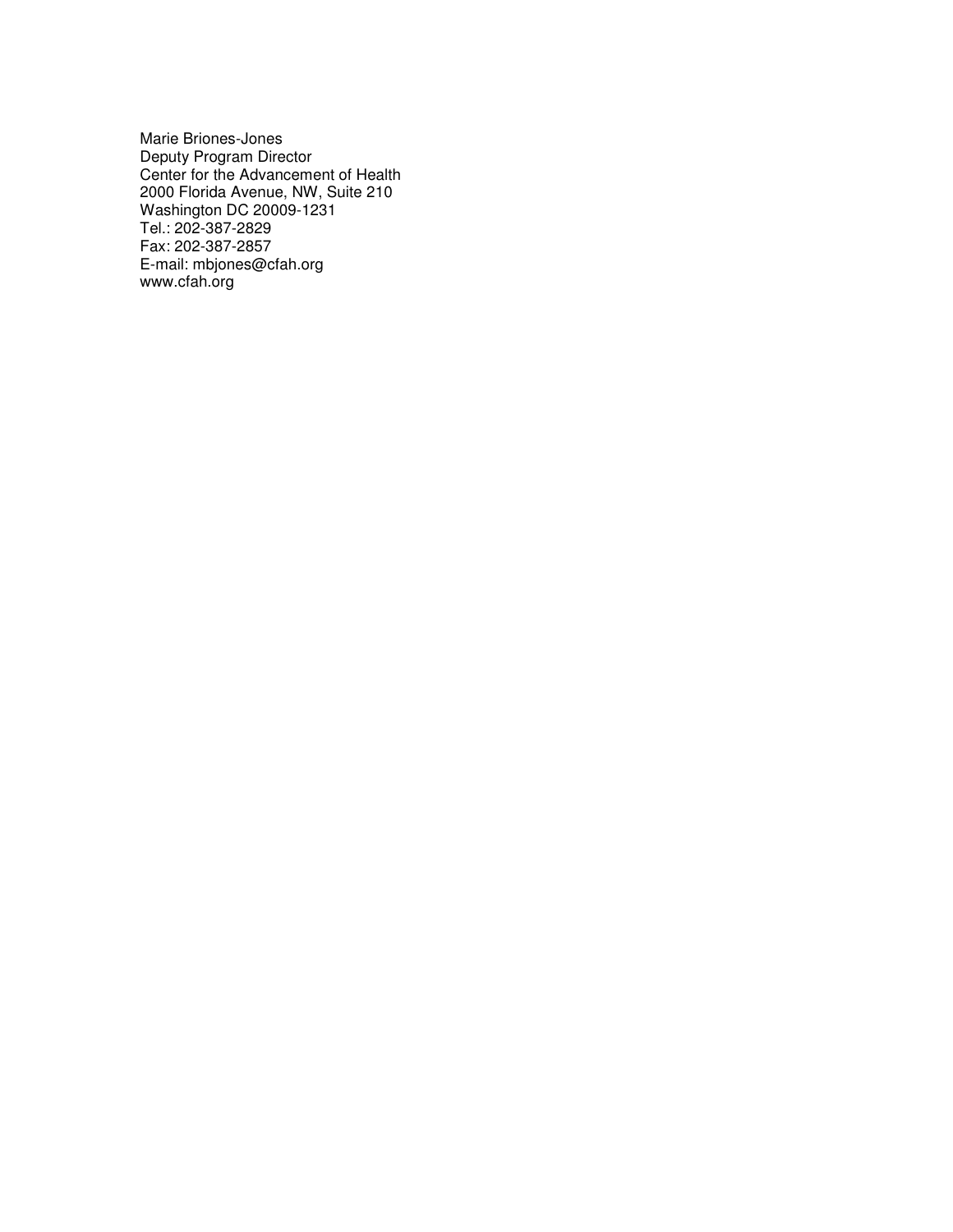Marie Briones-Jones
Deputy Program Director
Center for the Advancement of Health
2000 Florida Avenue, NW, Suite 210
Washington DC 20009-1231
Tel.: 202-387-2829
Fax: 202-387-2857
E-mail: mbjones@cfah.org
www.cfah.org